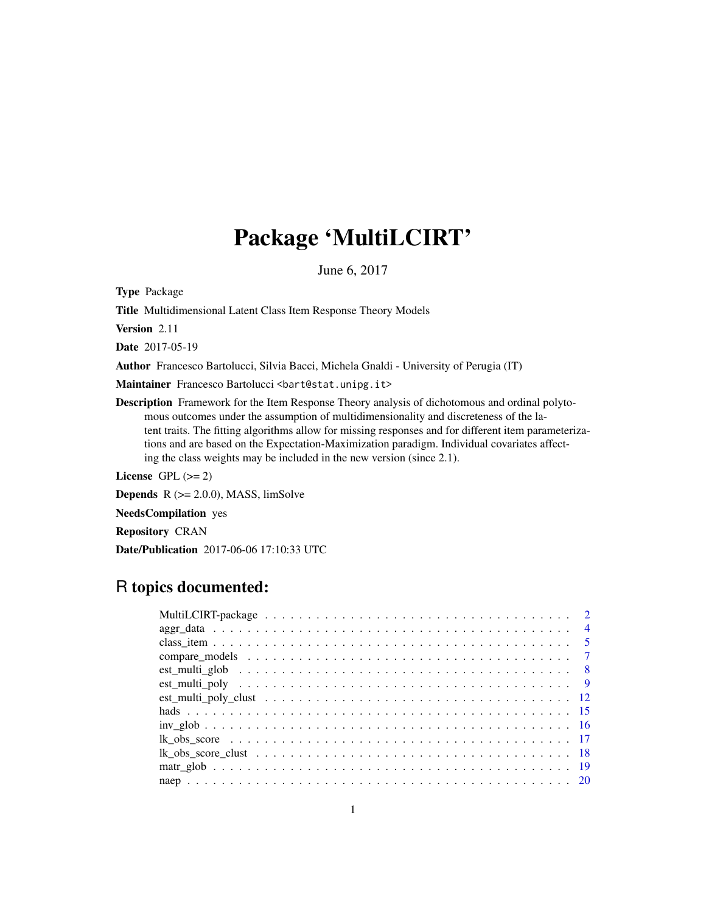# Package 'MultiLCIRT'

June 6, 2017

**Type** Package

**Title** Multidimensional Latent Class Item Response Theory Models

**Version** 2.11

**Date** 2017-05-19

**Author** Francesco Bartolucci, Silvia Bacci, Michela Gnaldi - University of Perugia (IT)

**Maintainer** Francesco Bartolucci <bart@stat.unipg.it>

**Description** Framework for the Item Response Theory analysis of dichotomous and ordinal polytomous outcomes under the assumption of multidimensionality and discreteness of the latent traits. The fitting algorithms allow for missing responses and for different item parameterizations and are based on the Expectation-Maximization paradigm. Individual covariates affecting the class weights may be included in the new version (since 2.1).

**License** GPL (>= 2)

**Depends** R (>= 2.0.0), MASS, limSolve

**NeedsCompilation** yes

**Repository** CRAN

**Date/Publication** 2017-06-06 17:10:33 UTC

## R topics documented:

| | |
|---|---|
| MultiLCIRT-package | 2 |
| aggr_data | 4 |
| class_item | 5 |
| compare_models | 7 |
| est_multi_glob | 8 |
| est_multi_poly | 9 |
| est_multi_poly_clust | 12 |
| hads | 15 |
| inv_glob | 16 |
| lk_obs_score | 17 |
| lk_obs_score_clust | 18 |
| matr_glob | 19 |
| naep | 20 |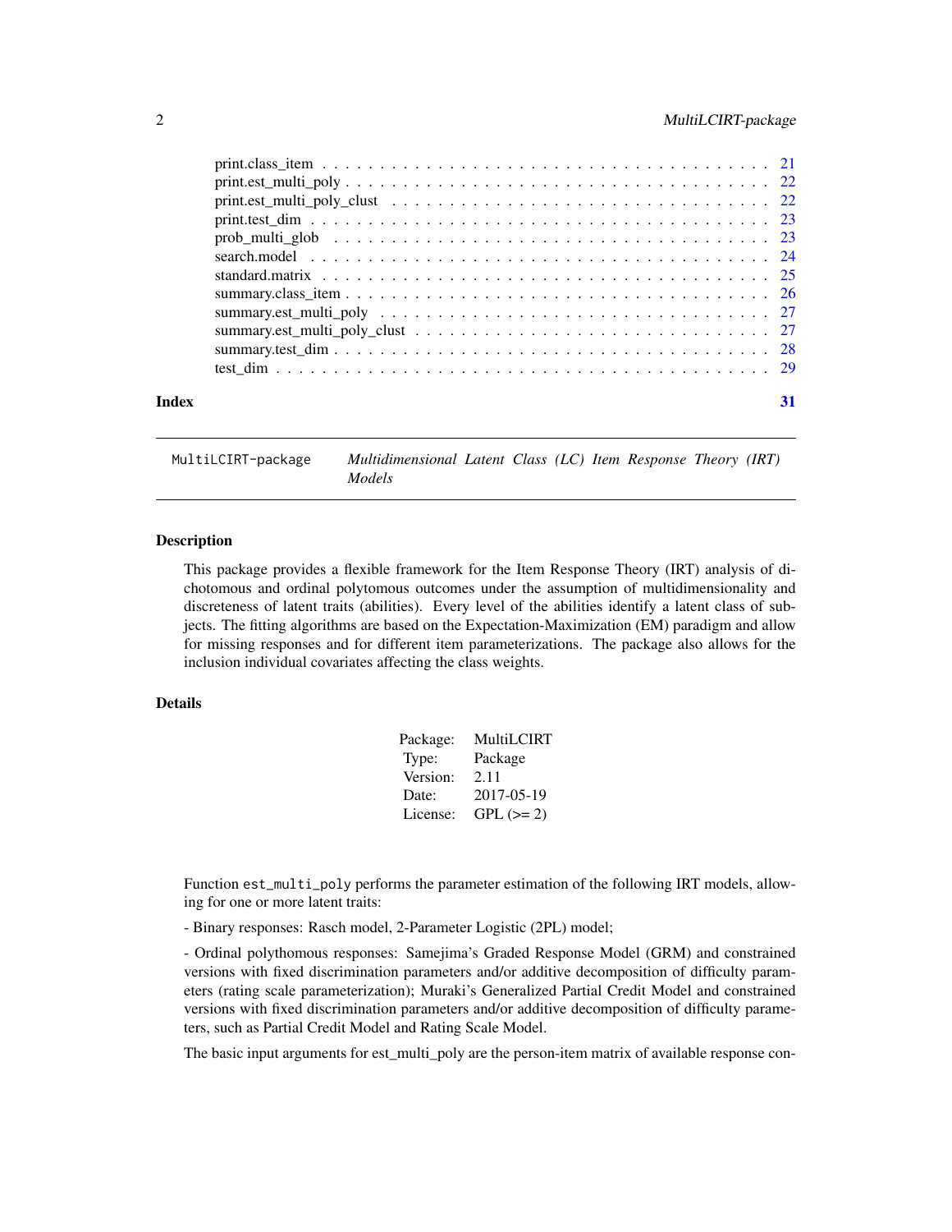| | |
|---|---|
| print.class_item | 21 |
| print.est_multi_poly | 22 |
| print.est_multi_poly_clust | 22 |
| print.test_dim | 23 |
| prob_multi_glob | 23 |
| search.model | 24 |
| standard.matrix | 25 |
| summary.class_item | 26 |
| summary.est_multi_poly | 27 |
| summary.est_multi_poly_clust | 27 |
| summary.test_dim | 28 |
| test_dim | 29 |

**Index** **31**

---

`MultiLCIRT-package` *Multidimensional Latent Class (LC) Item Response Theory (IRT) Models*

---

### Description

This package provides a flexible framework for the Item Response Theory (IRT) analysis of dichotomous and ordinal polytomous outcomes under the assumption of multidimensionality and discreteness of latent traits (abilities). Every level of the abilities identify a latent class of subjects. The fitting algorithms are based on the Expectation-Maximization (EM) paradigm and allow for missing responses and for different item parameterizations. The package also allows for the inclusion individual covariates affecting the class weights.

### Details

| | |
|---|---|
| Package: | MultiLCIRT |
| Type: | Package |
| Version: | 2.11 |
| Date: | 2017-05-19 |
| License: | GPL (>= 2) |

Function `est_multi_poly` performs the parameter estimation of the following IRT models, allowing for one or more latent traits:

- Binary responses: Rasch model, 2-Parameter Logistic (2PL) model;

- Ordinal polythomous responses: Samejima's Graded Response Model (GRM) and constrained versions with fixed discrimination parameters and/or additive decomposition of difficulty parameters (rating scale parameterization); Muraki's Generalized Partial Credit Model and constrained versions with fixed discrimination parameters and/or additive decomposition of difficulty parameters, such as Partial Credit Model and Rating Scale Model.

The basic input arguments for est_multi_poly are the person-item matrix of available response con-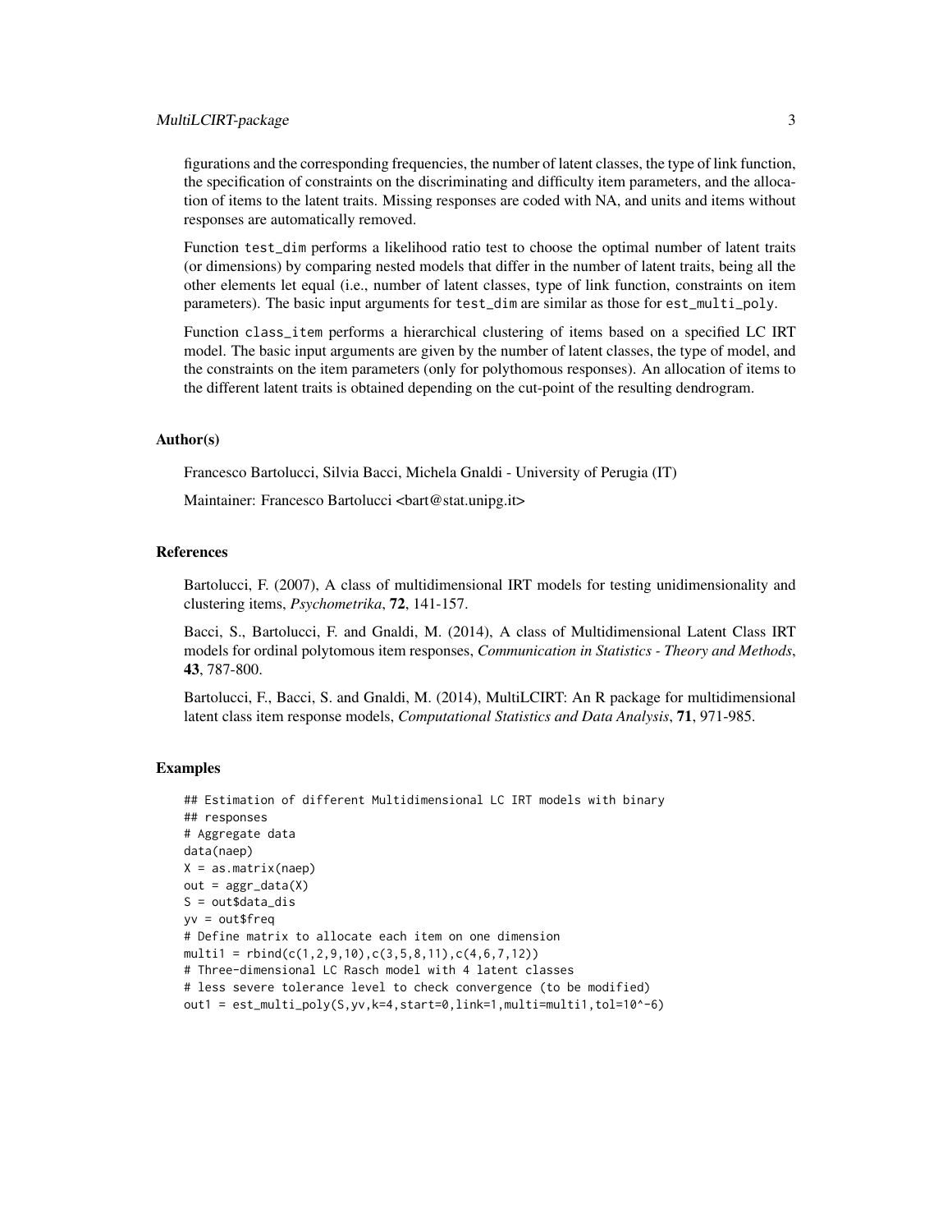figurations and the corresponding frequencies, the number of latent classes, the type of link function, the specification of constraints on the discriminating and difficulty item parameters, and the allocation of items to the latent traits. Missing responses are coded with NA, and units and items without responses are automatically removed.

Function `test_dim` performs a likelihood ratio test to choose the optimal number of latent traits (or dimensions) by comparing nested models that differ in the number of latent traits, being all the other elements let equal (i.e., number of latent classes, type of link function, constraints on item parameters). The basic input arguments for `test_dim` are similar as those for `est_multi_poly`.

Function `class_item` performs a hierarchical clustering of items based on a specified LC IRT model. The basic input arguments are given by the number of latent classes, the type of model, and the constraints on the item parameters (only for polythomous responses). An allocation of items to the different latent traits is obtained depending on the cut-point of the resulting dendrogram.

### Author(s)

Francesco Bartolucci, Silvia Bacci, Michela Gnaldi - University of Perugia (IT)

Maintainer: Francesco Bartolucci <bart@stat.unipg.it>

### References

Bartolucci, F. (2007), A class of multidimensional IRT models for testing unidimensionality and clustering items, *Psychometrika*, **72**, 141-157.

Bacci, S., Bartolucci, F. and Gnaldi, M. (2014), A class of Multidimensional Latent Class IRT models for ordinal polytomous item responses, *Communication in Statistics - Theory and Methods*, **43**, 787-800.

Bartolucci, F., Bacci, S. and Gnaldi, M. (2014), MultiLCIRT: An R package for multidimensional latent class item response models, *Computational Statistics and Data Analysis*, **71**, 971-985.

### Examples

```
## Estimation of different Multidimensional LC IRT models with binary
## responses
# Aggregate data
data(naep)
X = as.matrix(naep)
out = aggr_data(X)
S = out$data_dis
yv = out$freq
# Define matrix to allocate each item on one dimension
multi1 = rbind(c(1,2,9,10),c(3,5,8,11),c(4,6,7,12))
# Three-dimensional LC Rasch model with 4 latent classes
# less severe tolerance level to check convergence (to be modified)
out1 = est_multi_poly(S,yv,k=4,start=0,link=1,multi=multi1,tol=10^-6)
```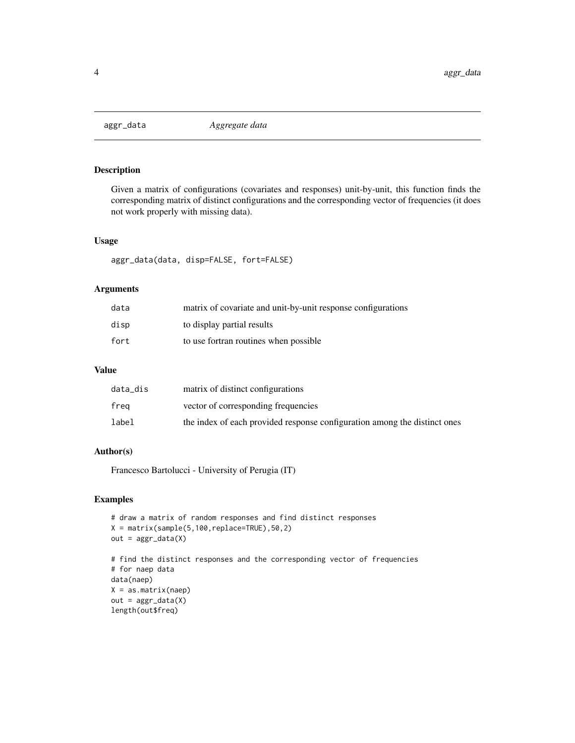# aggr_data *Aggregate data*

## Description

Given a matrix of configurations (covariates and responses) unit-by-unit, this function finds the corresponding matrix of distinct configurations and the corresponding vector of frequencies (it does not work properly with missing data).

## Usage

```
aggr_data(data, disp=FALSE, fort=FALSE)
```

## Arguments

| | |
|---|---|
| data | matrix of covariate and unit-by-unit response configurations |
| disp | to display partial results |
| fort | to use fortran routines when possible |

## Value

| | |
|---|---|
| data_dis | matrix of distinct configurations |
| freq | vector of corresponding frequencies |
| label | the index of each provided response configuration among the distinct ones |

## Author(s)

Francesco Bartolucci - University of Perugia (IT)

## Examples

```
# draw a matrix of random responses and find distinct responses
X = matrix(sample(5,100,replace=TRUE),50,2)
out = aggr_data(X)

# find the distinct responses and the corresponding vector of frequencies
# for naep data
data(naep)
X = as.matrix(naep)
out = aggr_data(X)
length(out$freq)
```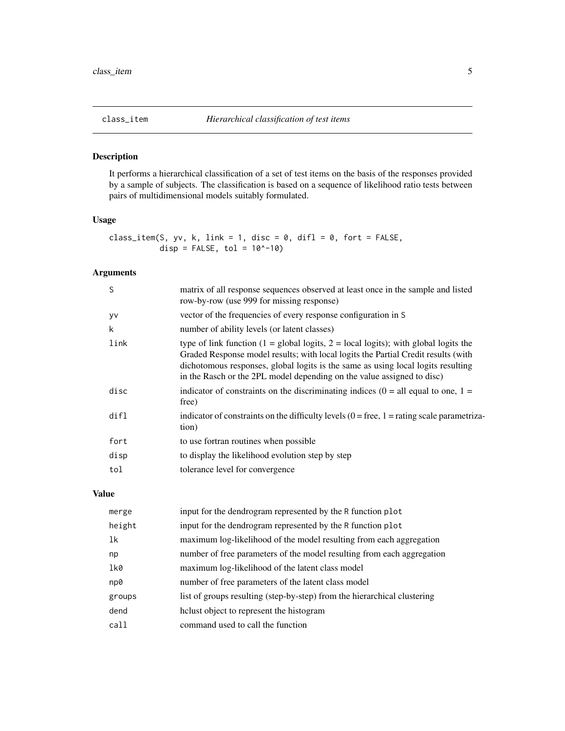## class_item — *Hierarchical classification of test items*

### Description

It performs a hierarchical classification of a set of test items on the basis of the responses provided by a sample of subjects. The classification is based on a sequence of likelihood ratio tests between pairs of multidimensional models suitably formulated.

### Usage

```
class_item(S, yv, k, link = 1, disc = 0, difl = 0, fort = FALSE,
           disp = FALSE, tol = 10^-10)
```

### Arguments

| | |
|---|---|
| `S` | matrix of all response sequences observed at least once in the sample and listed row-by-row (use 999 for missing response) |
| `yv` | vector of the frequencies of every response configuration in `S` |
| `k` | number of ability levels (or latent classes) |
| `link` | type of link function (1 = global logits, 2 = local logits); with global logits the Graded Response model results; with local logits the Partial Credit results (with dichotomous responses, global logits is the same as using local logits resulting in the Rasch or the 2PL model depending on the value assigned to disc) |
| `disc` | indicator of constraints on the discriminating indices (0 = all equal to one, 1 = free) |
| `difl` | indicator of constraints on the difficulty levels (0 = free, 1 = rating scale parametrization) |
| `fort` | to use fortran routines when possible |
| `disp` | to display the likelihood evolution step by step |
| `tol` | tolerance level for convergence |

### Value

| | |
|---|---|
| `merge` | input for the dendrogram represented by the `R` function `plot` |
| `height` | input for the dendrogram represented by the `R` function `plot` |
| `lk` | maximum log-likelihood of the model resulting from each aggregation |
| `np` | number of free parameters of the model resulting from each aggregation |
| `lk0` | maximum log-likelihood of the latent class model |
| `np0` | number of free parameters of the latent class model |
| `groups` | list of groups resulting (step-by-step) from the hierarchical clustering |
| `dend` | hclust object to represent the histogram |
| `call` | command used to call the function |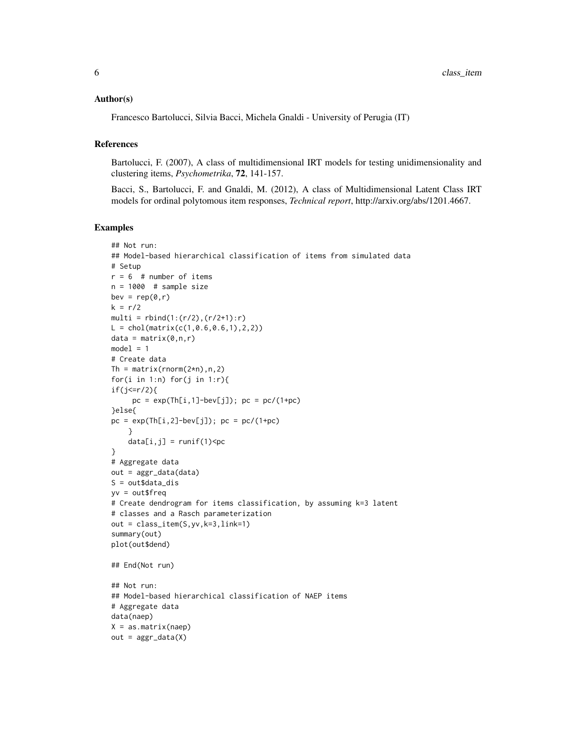### Author(s)

Francesco Bartolucci, Silvia Bacci, Michela Gnaldi - University of Perugia (IT)

### References

Bartolucci, F. (2007), A class of multidimensional IRT models for testing unidimensionality and clustering items, *Psychometrika*, **72**, 141-157.

Bacci, S., Bartolucci, F. and Gnaldi, M. (2012), A class of Multidimensional Latent Class IRT models for ordinal polytomous item responses, *Technical report*, http://arxiv.org/abs/1201.4667.

### Examples

```
## Not run:
## Model-based hierarchical classification of items from simulated data
# Setup
r = 6  # number of items
n = 1000  # sample size
bev = rep(0,r)
k = r/2
multi = rbind(1:(r/2),(r/2+1):r)
L = chol(matrix(c(1,0.6,0.6,1),2,2))
data = matrix(0,n,r)
model = 1
# Create data
Th = matrix(rnorm(2*n),n,2)
for(i in 1:n) for(j in 1:r){
if(j<=r/2){
     pc = exp(Th[i,1]-bev[j]); pc = pc/(1+pc)
}else{
pc = exp(Th[i,2]-bev[j]); pc = pc/(1+pc)
    }
    data[i,j] = runif(1)<pc
}
# Aggregate data
out = aggr_data(data)
S = out$data_dis
yv = out$freq
# Create dendrogram for items classification, by assuming k=3 latent
# classes and a Rasch parameterization
out = class_item(S,yv,k=3,link=1)
summary(out)
plot(out$dend)

## End(Not run)

## Not run:
## Model-based hierarchical classification of NAEP items
# Aggregate data
data(naep)
X = as.matrix(naep)
out = aggr_data(X)
```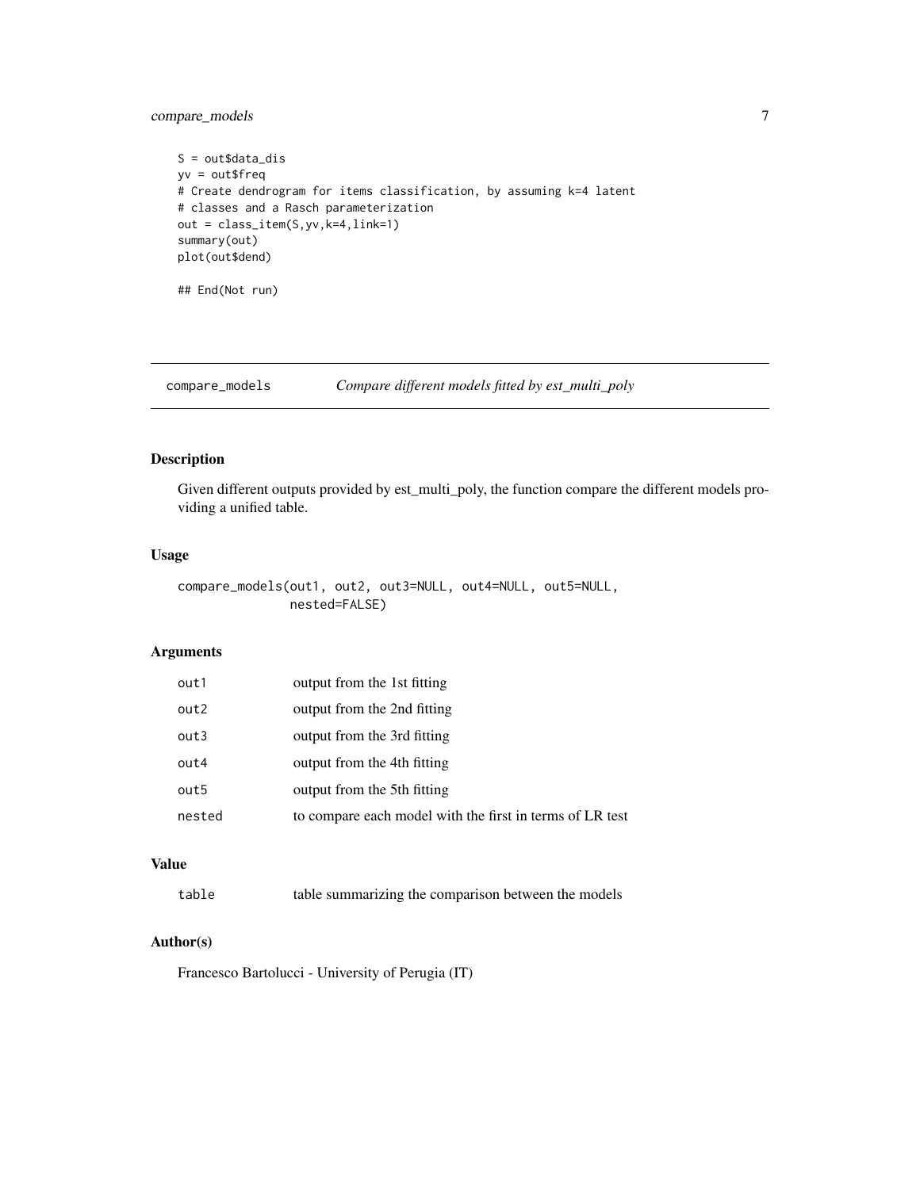```
S = out$data_dis
yv = out$freq
# Create dendrogram for items classification, by assuming k=4 latent
# classes and a Rasch parameterization
out = class_item(S,yv,k=4,link=1)
summary(out)
plot(out$dend)

## End(Not run)
```

---

## compare_models *Compare different models fitted by est_multi_poly*

---

### Description

Given different outputs provided by est_multi_poly, the function compare the different models providing a unified table.

### Usage

```
compare_models(out1, out2, out3=NULL, out4=NULL, out5=NULL,
               nested=FALSE)
```

### Arguments

| | |
|---|---|
| out1 | output from the 1st fitting |
| out2 | output from the 2nd fitting |
| out3 | output from the 3rd fitting |
| out4 | output from the 4th fitting |
| out5 | output from the 5th fitting |
| nested | to compare each model with the first in terms of LR test |

### Value

| | |
|---|---|
| table | table summarizing the comparison between the models |

### Author(s)

Francesco Bartolucci - University of Perugia (IT)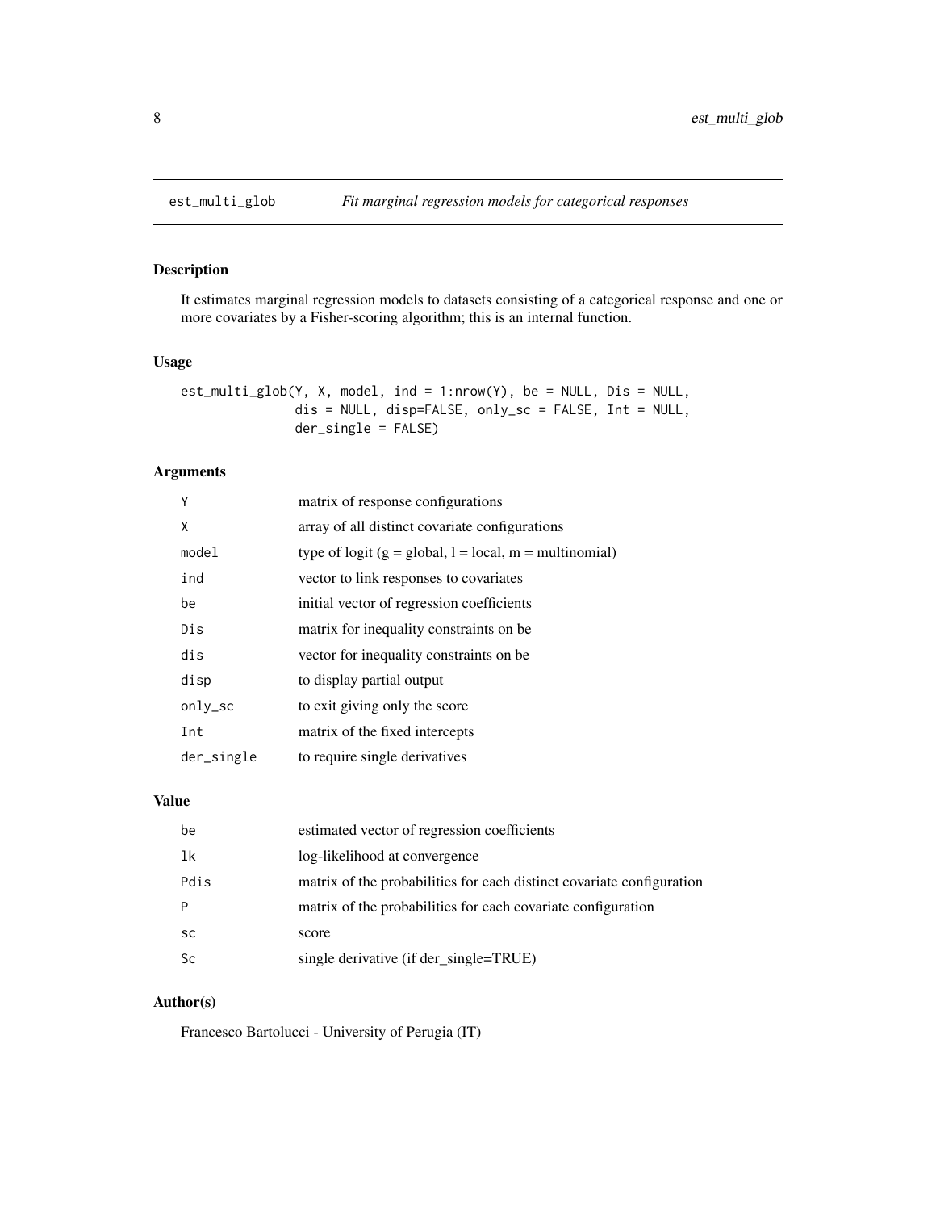# est_multi_glob — *Fit marginal regression models for categorical responses*

## Description

It estimates marginal regression models to datasets consisting of a categorical response and one or more covariates by a Fisher-scoring algorithm; this is an internal function.

## Usage

```
est_multi_glob(Y, X, model, ind = 1:nrow(Y), be = NULL, Dis = NULL,
               dis = NULL, disp=FALSE, only_sc = FALSE, Int = NULL,
               der_single = FALSE)
```

## Arguments

| | |
|---|---|
| `Y` | matrix of response configurations |
| `X` | array of all distinct covariate configurations |
| `model` | type of logit (g = global, l = local, m = multinomial) |
| `ind` | vector to link responses to covariates |
| `be` | initial vector of regression coefficients |
| `Dis` | matrix for inequality constraints on be |
| `dis` | vector for inequality constraints on be |
| `disp` | to display partial output |
| `only_sc` | to exit giving only the score |
| `Int` | matrix of the fixed intercepts |
| `der_single` | to require single derivatives |

## Value

| | |
|---|---|
| `be` | estimated vector of regression coefficients |
| `lk` | log-likelihood at convergence |
| `Pdis` | matrix of the probabilities for each distinct covariate configuration |
| `P` | matrix of the probabilities for each covariate configuration |
| `sc` | score |
| `Sc` | single derivative (if der_single=TRUE) |

## Author(s)

Francesco Bartolucci - University of Perugia (IT)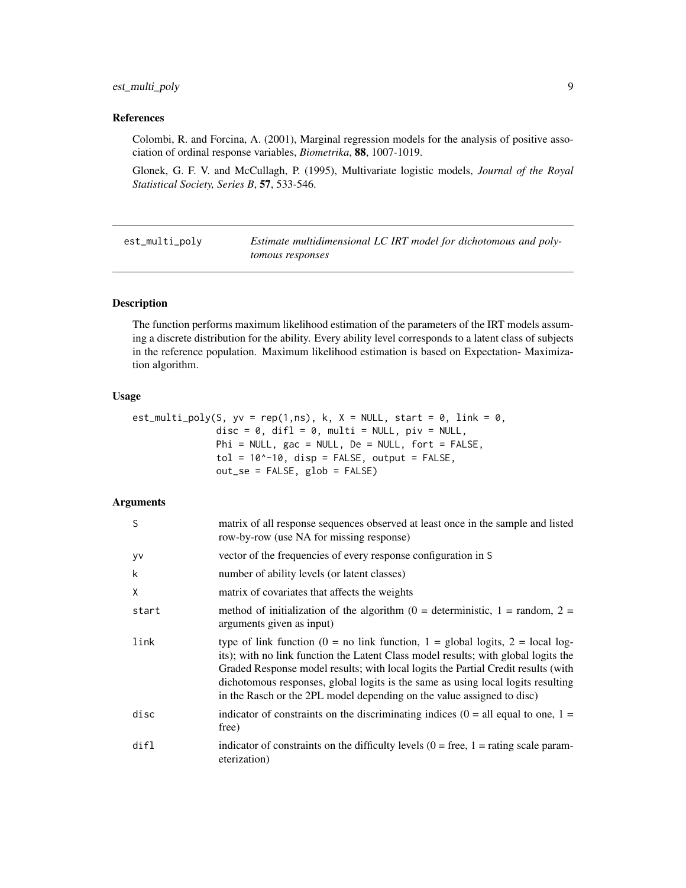### References

Colombi, R. and Forcina, A. (2001), Marginal regression models for the analysis of positive association of ordinal response variables, *Biometrika*, **88**, 1007-1019.

Glonek, G. F. V. and McCullagh, P. (1995), Multivariate logistic models, *Journal of the Royal Statistical Society, Series B*, **57**, 533-546.

---

## est_multi_poly — *Estimate multidimensional LC IRT model for dichotomous and polytomous responses*

---

### Description

The function performs maximum likelihood estimation of the parameters of the IRT models assuming a discrete distribution for the ability. Every ability level corresponds to a latent class of subjects in the reference population. Maximum likelihood estimation is based on Expectation- Maximization algorithm.

### Usage

```
est_multi_poly(S, yv = rep(1,ns), k, X = NULL, start = 0, link = 0,
               disc = 0, difl = 0, multi = NULL, piv = NULL,
               Phi = NULL, gac = NULL, De = NULL, fort = FALSE,
               tol = 10^-10, disp = FALSE, output = FALSE,
               out_se = FALSE, glob = FALSE)
```

### Arguments

| | |
|---|---|
| `S` | matrix of all response sequences observed at least once in the sample and listed row-by-row (use NA for missing response) |
| `yv` | vector of the frequencies of every response configuration in `S` |
| `k` | number of ability levels (or latent classes) |
| `X` | matrix of covariates that affects the weights |
| `start` | method of initialization of the algorithm (0 = deterministic, 1 = random, 2 = arguments given as input) |
| `link` | type of link function (0 = no link function, 1 = global logits, 2 = local logits); with no link function the Latent Class model results; with global logits the Graded Response model results; with local logits the Partial Credit results (with dichotomous responses, global logits is the same as using local logits resulting in the Rasch or the 2PL model depending on the value assigned to disc) |
| `disc` | indicator of constraints on the discriminating indices (0 = all equal to one, 1 = free) |
| `difl` | indicator of constraints on the difficulty levels (0 = free, 1 = rating scale parameterization) |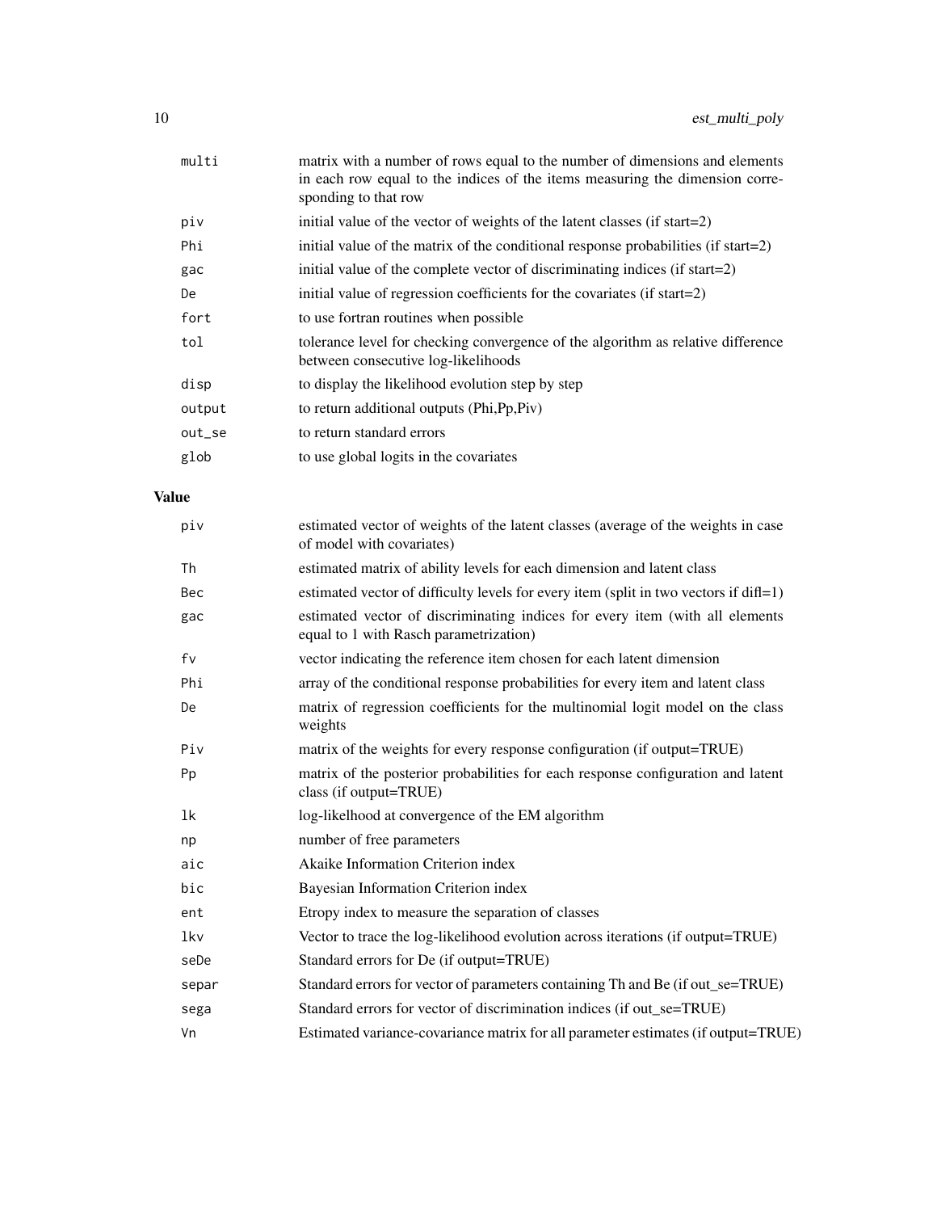| | |
|---|---|
| multi | matrix with a number of rows equal to the number of dimensions and elements in each row equal to the indices of the items measuring the dimension corresponding to that row |
| piv | initial value of the vector of weights of the latent classes (if start=2) |
| Phi | initial value of the matrix of the conditional response probabilities (if start=2) |
| gac | initial value of the complete vector of discriminating indices (if start=2) |
| De | initial value of regression coefficients for the covariates (if start=2) |
| fort | to use fortran routines when possible |
| tol | tolerance level for checking convergence of the algorithm as relative difference between consecutive log-likelihoods |
| disp | to display the likelihood evolution step by step |
| output | to return additional outputs (Phi,Pp,Piv) |
| out_se | to return standard errors |
| glob | to use global logits in the covariates |

## Value

| | |
|---|---|
| piv | estimated vector of weights of the latent classes (average of the weights in case of model with covariates) |
| Th | estimated matrix of ability levels for each dimension and latent class |
| Bec | estimated vector of difficulty levels for every item (split in two vectors if difl=1) |
| gac | estimated vector of discriminating indices for every item (with all elements equal to 1 with Rasch parametrization) |
| fv | vector indicating the reference item chosen for each latent dimension |
| Phi | array of the conditional response probabilities for every item and latent class |
| De | matrix of regression coefficients for the multinomial logit model on the class weights |
| Piv | matrix of the weights for every response configuration (if output=TRUE) |
| Pp | matrix of the posterior probabilities for each response configuration and latent class (if output=TRUE) |
| lk | log-likelhood at convergence of the EM algorithm |
| np | number of free parameters |
| aic | Akaike Information Criterion index |
| bic | Bayesian Information Criterion index |
| ent | Etropy index to measure the separation of classes |
| lkv | Vector to trace the log-likelihood evolution across iterations (if output=TRUE) |
| seDe | Standard errors for De (if output=TRUE) |
| separ | Standard errors for vector of parameters containing Th and Be (if out_se=TRUE) |
| sega | Standard errors for vector of discrimination indices (if out_se=TRUE) |
| Vn | Estimated variance-covariance matrix for all parameter estimates (if output=TRUE) |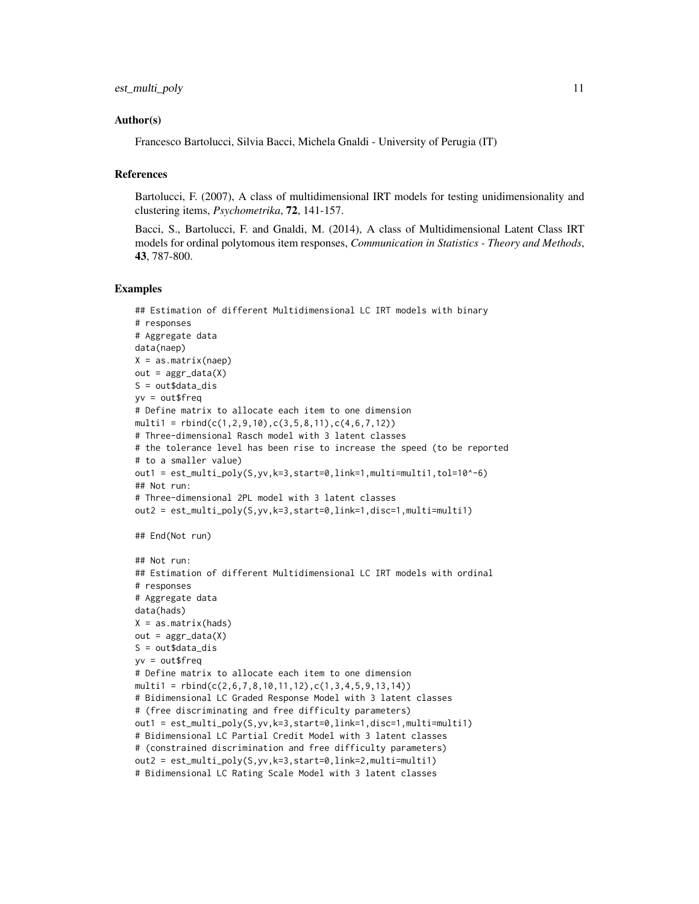### Author(s)

Francesco Bartolucci, Silvia Bacci, Michela Gnaldi - University of Perugia (IT)

### References

Bartolucci, F. (2007), A class of multidimensional IRT models for testing unidimensionality and clustering items, *Psychometrika*, **72**, 141-157.

Bacci, S., Bartolucci, F. and Gnaldi, M. (2014), A class of Multidimensional Latent Class IRT models for ordinal polytomous item responses, *Communication in Statistics - Theory and Methods*, **43**, 787-800.

### Examples

```
## Estimation of different Multidimensional LC IRT models with binary
# responses
# Aggregate data
data(naep)
X = as.matrix(naep)
out = aggr_data(X)
S = out$data_dis
yv = out$freq
# Define matrix to allocate each item to one dimension
multi1 = rbind(c(1,2,9,10),c(3,5,8,11),c(4,6,7,12))
# Three-dimensional Rasch model with 3 latent classes
# the tolerance level has been rise to increase the speed (to be reported
# to a smaller value)
out1 = est_multi_poly(S,yv,k=3,start=0,link=1,multi=multi1,tol=10^-6)
## Not run:
# Three-dimensional 2PL model with 3 latent classes
out2 = est_multi_poly(S,yv,k=3,start=0,link=1,disc=1,multi=multi1)

## End(Not run)

## Not run:
## Estimation of different Multidimensional LC IRT models with ordinal
# responses
# Aggregate data
data(hads)
X = as.matrix(hads)
out = aggr_data(X)
S = out$data_dis
yv = out$freq
# Define matrix to allocate each item to one dimension
multi1 = rbind(c(2,6,7,8,10,11,12),c(1,3,4,5,9,13,14))
# Bidimensional LC Graded Response Model with 3 latent classes
# (free discriminating and free difficulty parameters)
out1 = est_multi_poly(S,yv,k=3,start=0,link=1,disc=1,multi=multi1)
# Bidimensional LC Partial Credit Model with 3 latent classes
# (constrained discrimination and free difficulty parameters)
out2 = est_multi_poly(S,yv,k=3,start=0,link=2,multi=multi1)
# Bidimensional LC Rating Scale Model with 3 latent classes
```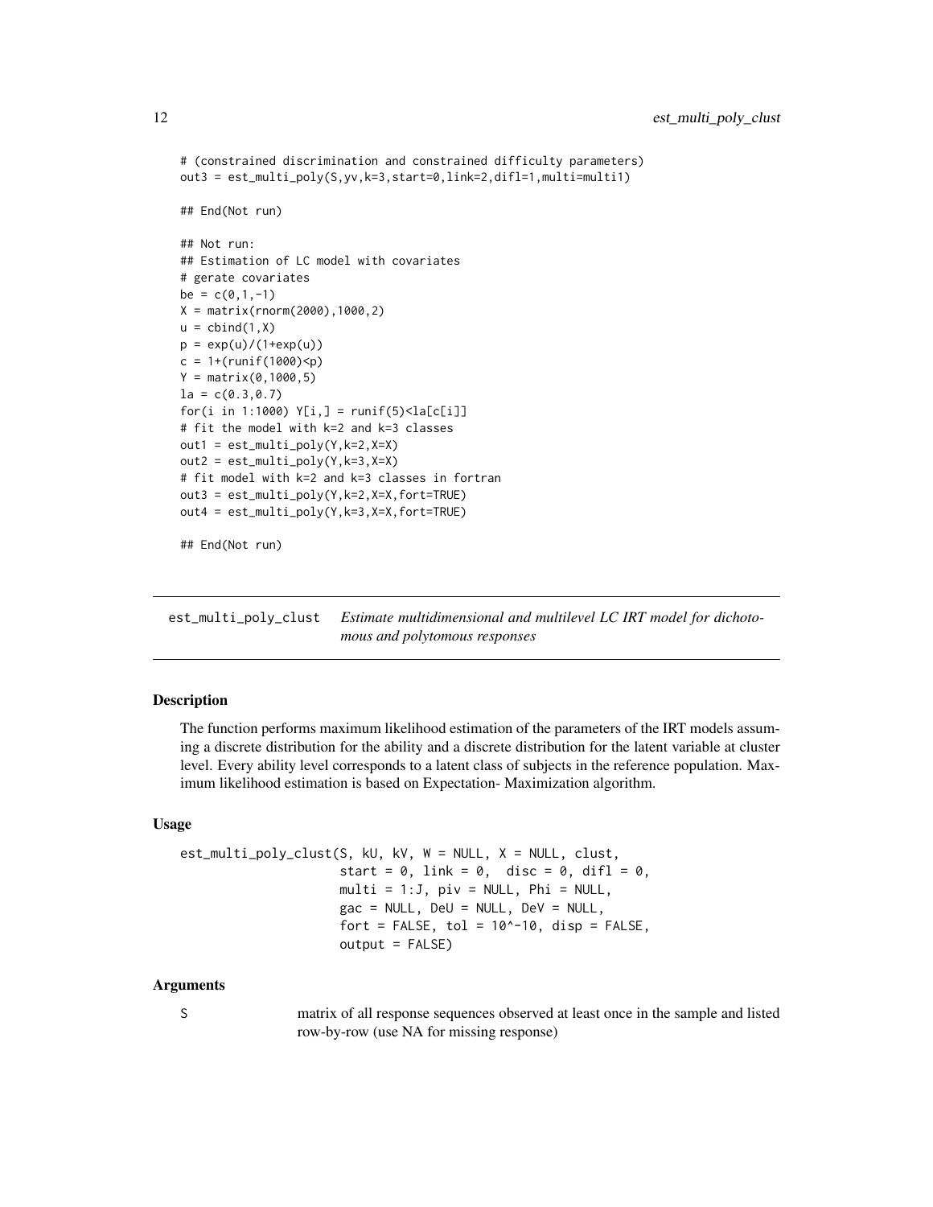```
# (constrained discrimination and constrained difficulty parameters)
out3 = est_multi_poly(S,yv,k=3,start=0,link=2,difl=1,multi=multi1)

## End(Not run)

## Not run:
## Estimation of LC model with covariates
# gerate covariates
be = c(0,1,-1)
X = matrix(rnorm(2000),1000,2)
u = cbind(1,X)
p = exp(u)/(1+exp(u))
c = 1+(runif(1000)<p)
Y = matrix(0,1000,5)
la = c(0.3,0.7)
for(i in 1:1000) Y[i,] = runif(5)<la[c[i]]
# fit the model with k=2 and k=3 classes
out1 = est_multi_poly(Y,k=2,X=X)
out2 = est_multi_poly(Y,k=3,X=X)
# fit model with k=2 and k=3 classes in fortran
out3 = est_multi_poly(Y,k=2,X=X,fort=TRUE)
out4 = est_multi_poly(Y,k=3,X=X,fort=TRUE)

## End(Not run)
```

---

## est_multi_poly_clust — *Estimate multidimensional and multilevel LC IRT model for dichotomous and polytomous responses*

### Description

The function performs maximum likelihood estimation of the parameters of the IRT models assuming a discrete distribution for the ability and a discrete distribution for the latent variable at cluster level. Every ability level corresponds to a latent class of subjects in the reference population. Maximum likelihood estimation is based on Expectation- Maximization algorithm.

### Usage

```
est_multi_poly_clust(S, kU, kV, W = NULL, X = NULL, clust,
                     start = 0, link = 0,  disc = 0, difl = 0,
                     multi = 1:J, piv = NULL, Phi = NULL,
                     gac = NULL, DeU = NULL, DeV = NULL,
                     fort = FALSE, tol = 10^-10, disp = FALSE,
                     output = FALSE)
```

### Arguments

| | |
|---|---|
| S | matrix of all response sequences observed at least once in the sample and listed row-by-row (use NA for missing response) |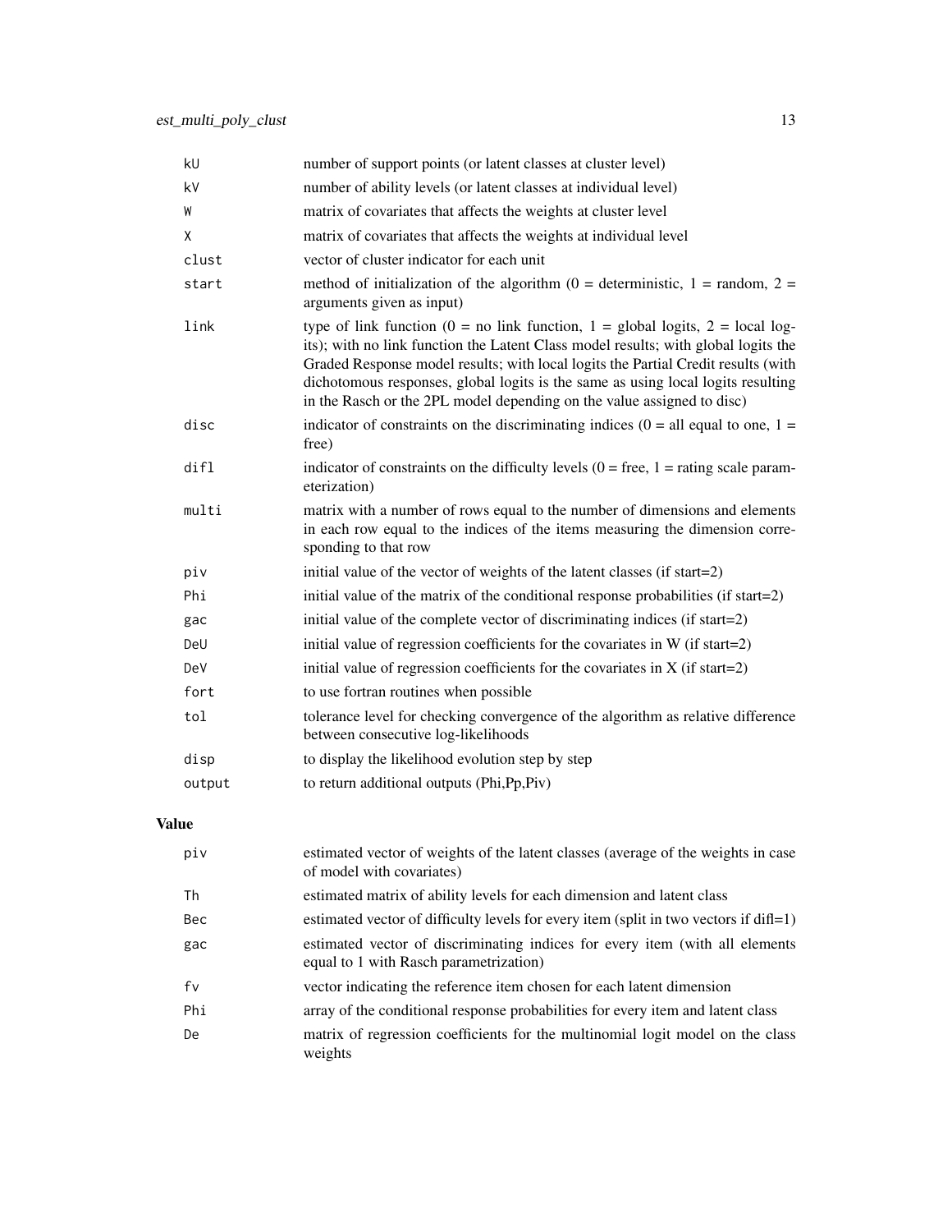| | |
|---|---|
| kU | number of support points (or latent classes at cluster level) |
| kV | number of ability levels (or latent classes at individual level) |
| W | matrix of covariates that affects the weights at cluster level |
| X | matrix of covariates that affects the weights at individual level |
| clust | vector of cluster indicator for each unit |
| start | method of initialization of the algorithm (0 = deterministic, 1 = random, 2 = arguments given as input) |
| link | type of link function (0 = no link function, 1 = global logits, 2 = local logits); with no link function the Latent Class model results; with global logits the Graded Response model results; with local logits the Partial Credit results (with dichotomous responses, global logits is the same as using local logits resulting in the Rasch or the 2PL model depending on the value assigned to disc) |
| disc | indicator of constraints on the discriminating indices (0 = all equal to one, 1 = free) |
| difl | indicator of constraints on the difficulty levels (0 = free, 1 = rating scale parameterization) |
| multi | matrix with a number of rows equal to the number of dimensions and elements in each row equal to the indices of the items measuring the dimension corresponding to that row |
| piv | initial value of the vector of weights of the latent classes (if start=2) |
| Phi | initial value of the matrix of the conditional response probabilities (if start=2) |
| gac | initial value of the complete vector of discriminating indices (if start=2) |
| DeU | initial value of regression coefficients for the covariates in W (if start=2) |
| DeV | initial value of regression coefficients for the covariates in X (if start=2) |
| fort | to use fortran routines when possible |
| tol | tolerance level for checking convergence of the algorithm as relative difference between consecutive log-likelihoods |
| disp | to display the likelihood evolution step by step |
| output | to return additional outputs (Phi,Pp,Piv) |

## Value

| | |
|---|---|
| piv | estimated vector of weights of the latent classes (average of the weights in case of model with covariates) |
| Th | estimated matrix of ability levels for each dimension and latent class |
| Bec | estimated vector of difficulty levels for every item (split in two vectors if difl=1) |
| gac | estimated vector of discriminating indices for every item (with all elements equal to 1 with Rasch parametrization) |
| fv | vector indicating the reference item chosen for each latent dimension |
| Phi | array of the conditional response probabilities for every item and latent class |
| De | matrix of regression coefficients for the multinomial logit model on the class weights |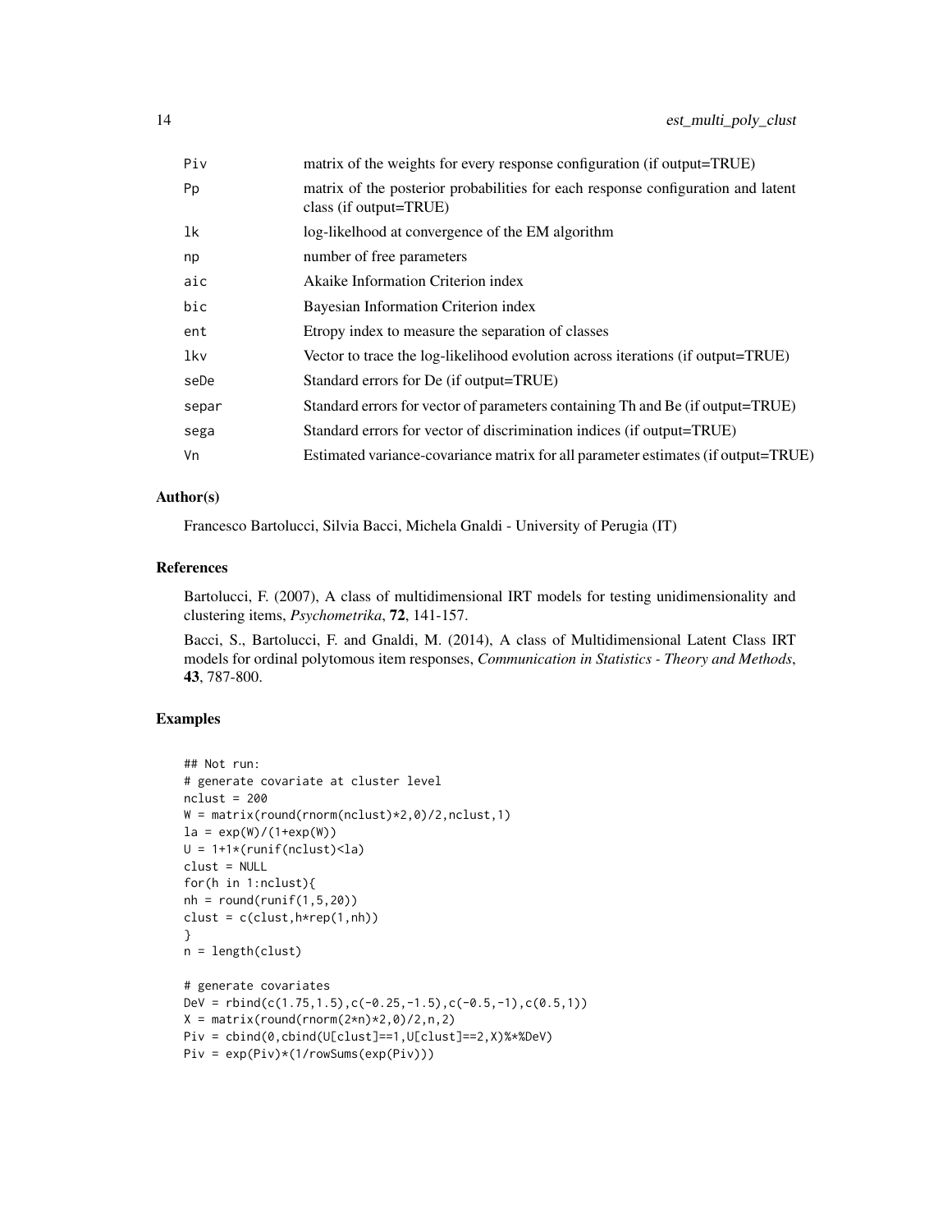| | |
|---|---|
| Piv | matrix of the weights for every response configuration (if output=TRUE) |
| Pp | matrix of the posterior probabilities for each response configuration and latent class (if output=TRUE) |
| lk | log-likelhood at convergence of the EM algorithm |
| np | number of free parameters |
| aic | Akaike Information Criterion index |
| bic | Bayesian Information Criterion index |
| ent | Etropy index to measure the separation of classes |
| lkv | Vector to trace the log-likelihood evolution across iterations (if output=TRUE) |
| seDe | Standard errors for De (if output=TRUE) |
| separ | Standard errors for vector of parameters containing Th and Be (if output=TRUE) |
| sega | Standard errors for vector of discrimination indices (if output=TRUE) |
| Vn | Estimated variance-covariance matrix for all parameter estimates (if output=TRUE) |

### Author(s)

Francesco Bartolucci, Silvia Bacci, Michela Gnaldi - University of Perugia (IT)

### References

Bartolucci, F. (2007), A class of multidimensional IRT models for testing unidimensionality and clustering items, *Psychometrika*, **72**, 141-157.

Bacci, S., Bartolucci, F. and Gnaldi, M. (2014), A class of Multidimensional Latent Class IRT models for ordinal polytomous item responses, *Communication in Statistics - Theory and Methods*, **43**, 787-800.

### Examples

```
## Not run:
# generate covariate at cluster level
nclust = 200
W = matrix(round(rnorm(nclust)*2,0)/2,nclust,1)
la = exp(W)/(1+exp(W))
U = 1+1*(runif(nclust)<la)
clust = NULL
for(h in 1:nclust){
nh = round(runif(1,5,20))
clust = c(clust,h*rep(1,nh))
}
n = length(clust)

# generate covariates
DeV = rbind(c(1.75,1.5),c(-0.25,-1.5),c(-0.5,-1),c(0.5,1))
X = matrix(round(rnorm(2*n)*2,0)/2,n,2)
Piv = cbind(0,cbind(U[clust]==1,U[clust]==2,X)%*%DeV)
Piv = exp(Piv)*(1/rowSums(exp(Piv)))
```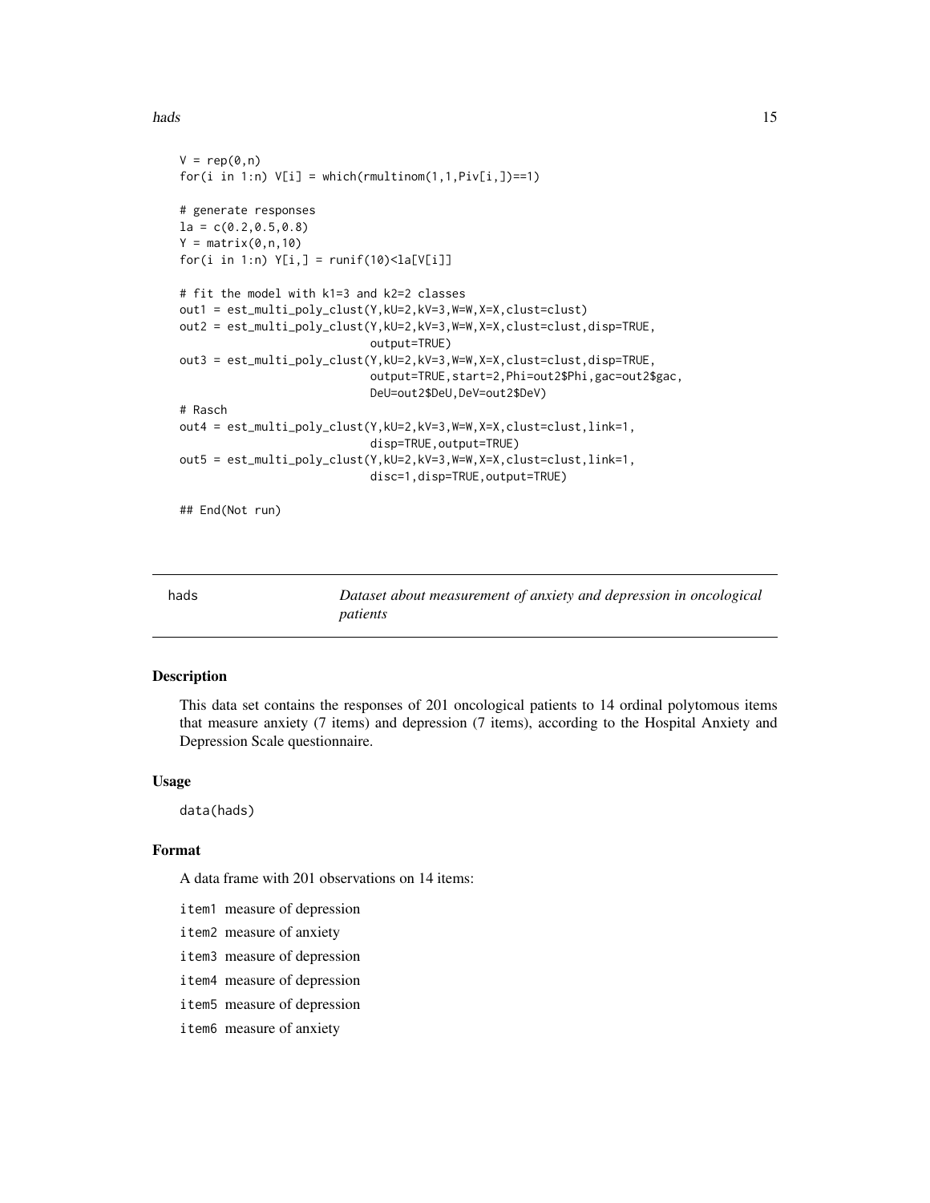```
V = rep(0,n)
for(i in 1:n) V[i] = which(rmultinom(1,1,Piv[i,])==1)

# generate responses
la = c(0.2,0.5,0.8)
Y = matrix(0,n,10)
for(i in 1:n) Y[i,] = runif(10)<la[V[i]]

# fit the model with k1=3 and k2=2 classes
out1 = est_multi_poly_clust(Y,kU=2,kV=3,W=W,X=X,clust=clust)
out2 = est_multi_poly_clust(Y,kU=2,kV=3,W=W,X=X,clust=clust,disp=TRUE,
                            output=TRUE)
out3 = est_multi_poly_clust(Y,kU=2,kV=3,W=W,X=X,clust=clust,disp=TRUE,
                            output=TRUE,start=2,Phi=out2$Phi,gac=out2$gac,
                            DeU=out2$DeU,DeV=out2$DeV)
# Rasch
out4 = est_multi_poly_clust(Y,kU=2,kV=3,W=W,X=X,clust=clust,link=1,
                            disp=TRUE,output=TRUE)
out5 = est_multi_poly_clust(Y,kU=2,kV=3,W=W,X=X,clust=clust,link=1,
                            disc=1,disp=TRUE,output=TRUE)

## End(Not run)
```

---

## hads — *Dataset about measurement of anxiety and depression in oncological patients*

---

### Description

This data set contains the responses of 201 oncological patients to 14 ordinal polytomous items that measure anxiety (7 items) and depression (7 items), according to the Hospital Anxiety and Depression Scale questionnaire.

### Usage

```
data(hads)
```

### Format

A data frame with 201 observations on 14 items:

- `item1` measure of depression
- `item2` measure of anxiety
- `item3` measure of depression
- `item4` measure of depression
- `item5` measure of depression
- `item6` measure of anxiety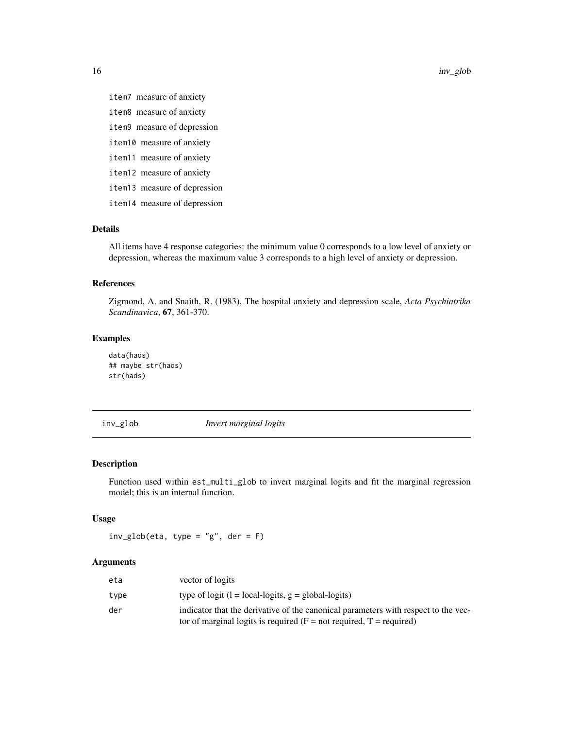item7 measure of anxiety

item8 measure of anxiety

item9 measure of depression

item10 measure of anxiety

item11 measure of anxiety

item12 measure of anxiety

item13 measure of depression

item14 measure of depression

### Details

All items have 4 response categories: the minimum value 0 corresponds to a low level of anxiety or depression, whereas the maximum value 3 corresponds to a high level of anxiety or depression.

### References

Zigmond, A. and Snaith, R. (1983), The hospital anxiety and depression scale, *Acta Psychiatrika Scandinavica*, **67**, 361-370.

### Examples

```
data(hads)
## maybe str(hads)
str(hads)
```

---

## inv_glob &nbsp;&nbsp;&nbsp; *Invert marginal logits*

---

### Description

Function used within est_multi_glob to invert marginal logits and fit the marginal regression model; this is an internal function.

### Usage

```
inv_glob(eta, type = "g", der = F)
```

### Arguments

| | |
|---|---|
| eta | vector of logits |
| type | type of logit (l = local-logits, g = global-logits) |
| der | indicator that the derivative of the canonical parameters with respect to the vector of marginal logits is required (F = not required, T = required) |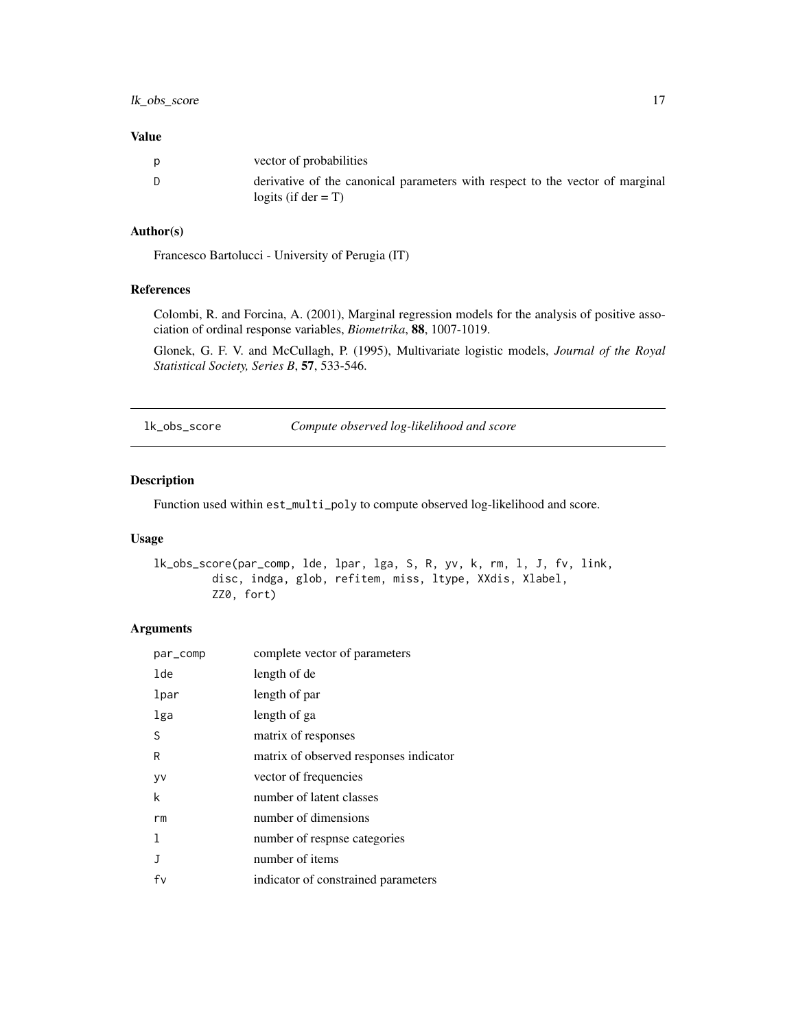### Value

| | |
|---|---|
| p | vector of probabilities |
| D | derivative of the canonical parameters with respect to the vector of marginal logits (if der = T) |

### Author(s)

Francesco Bartolucci - University of Perugia (IT)

### References

Colombi, R. and Forcina, A. (2001), Marginal regression models for the analysis of positive association of ordinal response variables, *Biometrika*, **88**, 1007-1019.

Glonek, G. F. V. and McCullagh, P. (1995), Multivariate logistic models, *Journal of the Royal Statistical Society, Series B*, **57**, 533-546.

---

## lk_obs_score — *Compute observed log-likelihood and score*

---

### Description

Function used within est_multi_poly to compute observed log-likelihood and score.

### Usage

```
lk_obs_score(par_comp, lde, lpar, lga, S, R, yv, k, rm, l, J, fv, link,
        disc, indga, glob, refitem, miss, ltype, XXdis, Xlabel,
        ZZ0, fort)
```

### Arguments

| | |
|---|---|
| par_comp | complete vector of parameters |
| lde | length of de |
| lpar | length of par |
| lga | length of ga |
| S | matrix of responses |
| R | matrix of observed responses indicator |
| yv | vector of frequencies |
| k | number of latent classes |
| rm | number of dimensions |
| l | number of respnse categories |
| J | number of items |
| fv | indicator of constrained parameters |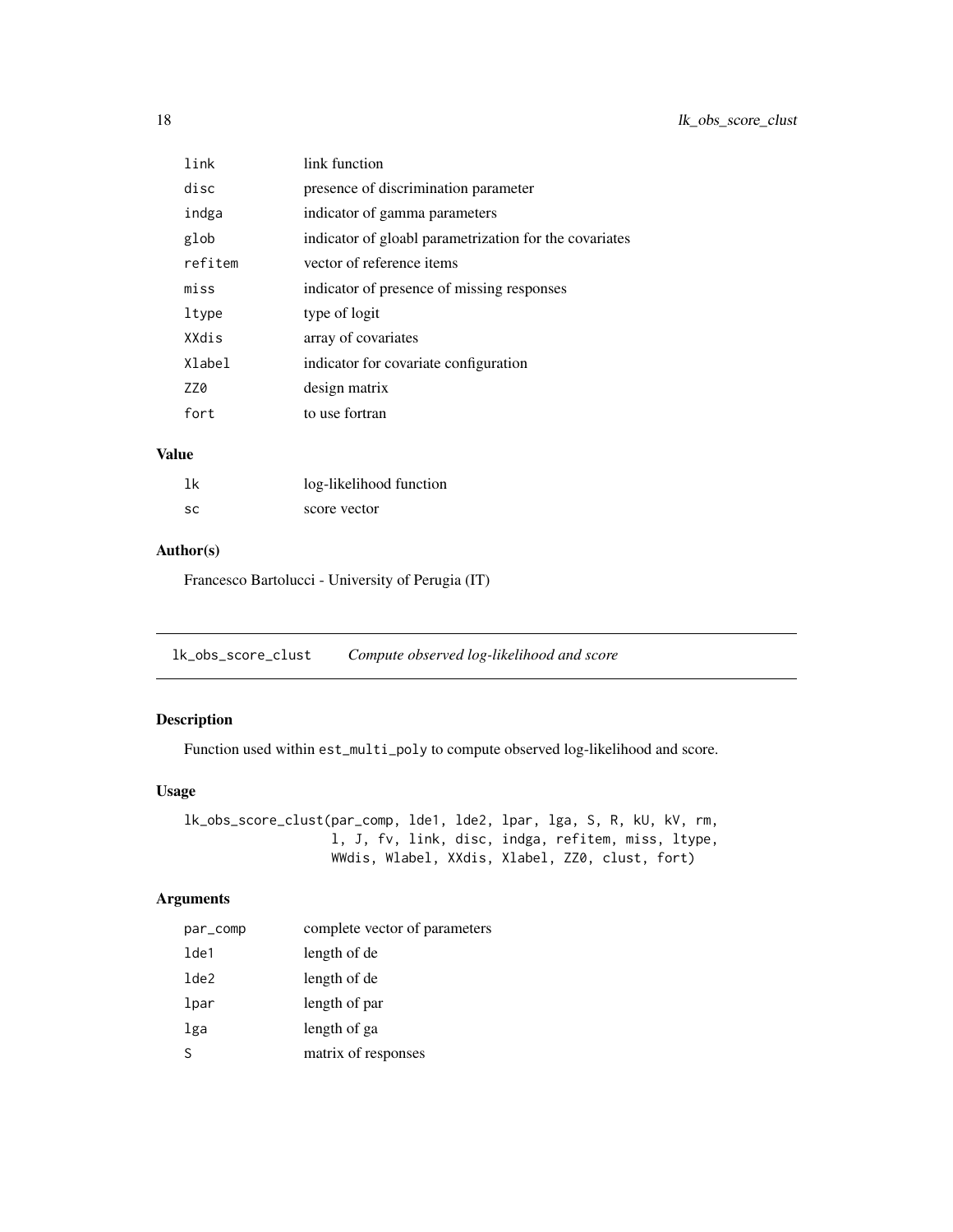| | |
|---|---|
| link | link function |
| disc | presence of discrimination parameter |
| indga | indicator of gamma parameters |
| glob | indicator of gloabl parametrization for the covariates |
| refitem | vector of reference items |
| miss | indicator of presence of missing responses |
| ltype | type of logit |
| XXdis | array of covariates |
| Xlabel | indicator for covariate configuration |
| ZZ0 | design matrix |
| fort | to use fortran |

## Value

| | |
|---|---|
| lk | log-likelihood function |
| sc | score vector |

## Author(s)

Francesco Bartolucci - University of Perugia (IT)

---

# lk_obs_score_clust *Compute observed log-likelihood and score*

## Description

Function used within est_multi_poly to compute observed log-likelihood and score.

## Usage

```
lk_obs_score_clust(par_comp, lde1, lde2, lpar, lga, S, R, kU, kV, rm,
                   l, J, fv, link, disc, indga, refitem, miss, ltype,
                   WWdis, Wlabel, XXdis, Xlabel, ZZ0, clust, fort)
```

## Arguments

| | |
|---|---|
| par_comp | complete vector of parameters |
| lde1 | length of de |
| lde2 | length of de |
| lpar | length of par |
| lga | length of ga |
| S | matrix of responses |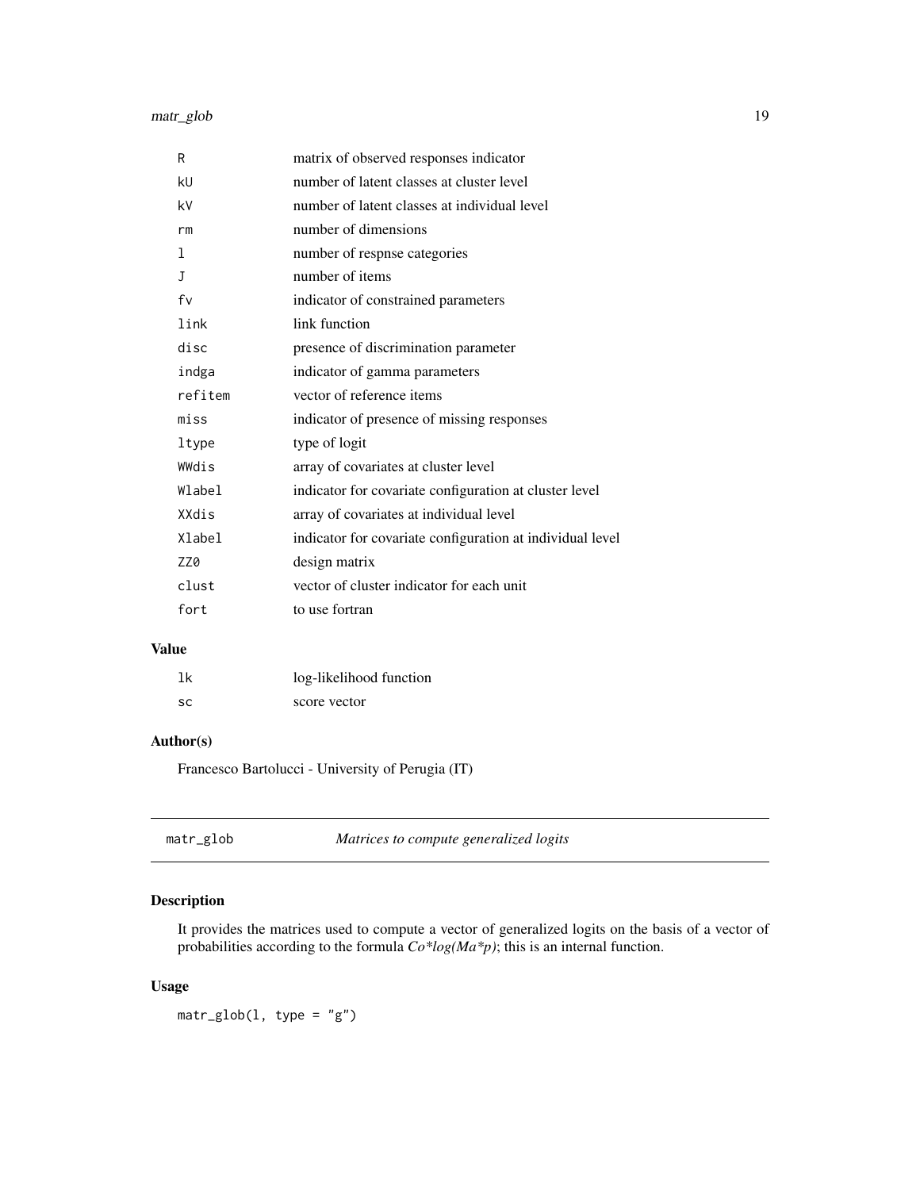| | |
|---|---|
| R | matrix of observed responses indicator |
| kU | number of latent classes at cluster level |
| kV | number of latent classes at individual level |
| rm | number of dimensions |
| l | number of respnse categories |
| J | number of items |
| fv | indicator of constrained parameters |
| link | link function |
| disc | presence of discrimination parameter |
| indga | indicator of gamma parameters |
| refitem | vector of reference items |
| miss | indicator of presence of missing responses |
| ltype | type of logit |
| WWdis | array of covariates at cluster level |
| Wlabel | indicator for covariate configuration at cluster level |
| XXdis | array of covariates at individual level |
| Xlabel | indicator for covariate configuration at individual level |
| ZZ0 | design matrix |
| clust | vector of cluster indicator for each unit |
| fort | to use fortran |

## Value

| | |
|---|---|
| lk | log-likelihood function |
| sc | score vector |

## Author(s)

Francesco Bartolucci - University of Perugia (IT)

---

# matr_glob — *Matrices to compute generalized logits*

## Description

It provides the matrices used to compute a vector of generalized logits on the basis of a vector of probabilities according to the formula *Co*log(Ma*p)*; this is an internal function.

## Usage

```
matr_glob(l, type = "g")
```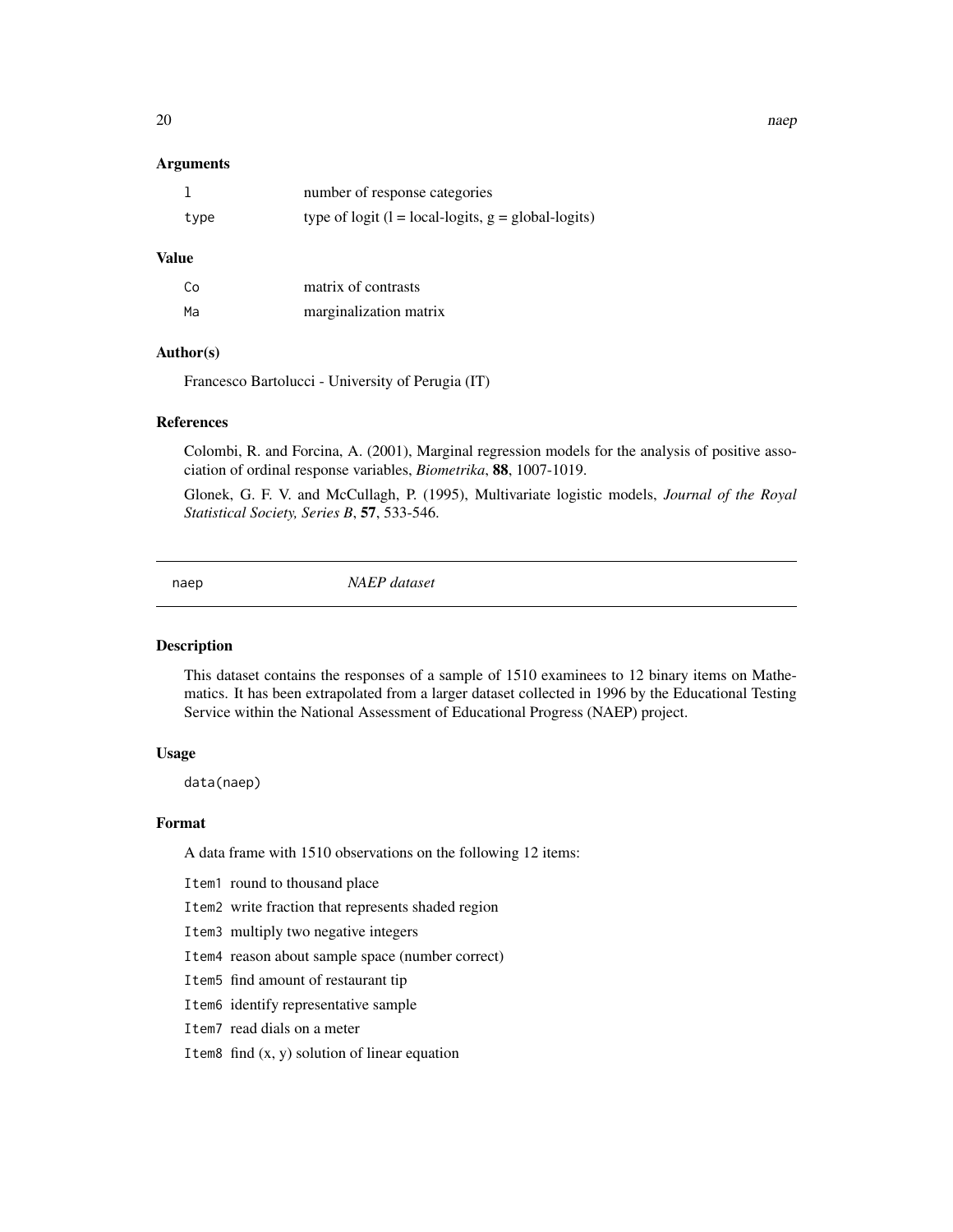### Arguments

| | |
|---|---|
| `l` | number of response categories |
| `type` | type of logit (l = local-logits, g = global-logits) |

### Value

| | |
|---|---|
| `Co` | matrix of contrasts |
| `Ma` | marginalization matrix |

### Author(s)

Francesco Bartolucci - University of Perugia (IT)

### References

Colombi, R. and Forcina, A. (2001), Marginal regression models for the analysis of positive association of ordinal response variables, *Biometrika*, **88**, 1007-1019.

Glonek, G. F. V. and McCullagh, P. (1995), Multivariate logistic models, *Journal of the Royal Statistical Society, Series B*, **57**, 533-546.

---

## naep — *NAEP dataset*

---

### Description

This dataset contains the responses of a sample of 1510 examinees to 12 binary items on Mathematics. It has been extrapolated from a larger dataset collected in 1996 by the Educational Testing Service within the National Assessment of Educational Progress (NAEP) project.

### Usage

```
data(naep)
```

### Format

A data frame with 1510 observations on the following 12 items:

- `Item1` round to thousand place
- `Item2` write fraction that represents shaded region
- `Item3` multiply two negative integers
- `Item4` reason about sample space (number correct)
- `Item5` find amount of restaurant tip
- `Item6` identify representative sample
- `Item7` read dials on a meter
- `Item8` find (x, y) solution of linear equation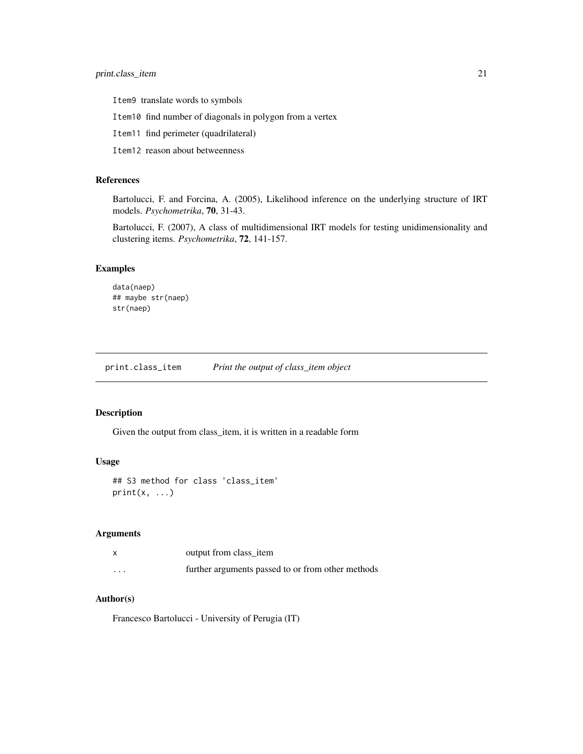Item9 translate words to symbols

Item10 find number of diagonals in polygon from a vertex

Item11 find perimeter (quadrilateral)

Item12 reason about betweenness

## References

Bartolucci, F. and Forcina, A. (2005), Likelihood inference on the underlying structure of IRT models. *Psychometrika*, **70**, 31-43.

Bartolucci, F. (2007), A class of multidimensional IRT models for testing unidimensionality and clustering items. *Psychometrika*, **72**, 141-157.

## Examples

```
data(naep)
## maybe str(naep)
str(naep)
```

---

# print.class_item *Print the output of class_item object*

## Description

Given the output from class_item, it is written in a readable form

## Usage

```
## S3 method for class 'class_item'
print(x, ...)
```

## Arguments

| | |
|---|---|
| x | output from class_item |
| ... | further arguments passed to or from other methods |

## Author(s)

Francesco Bartolucci - University of Perugia (IT)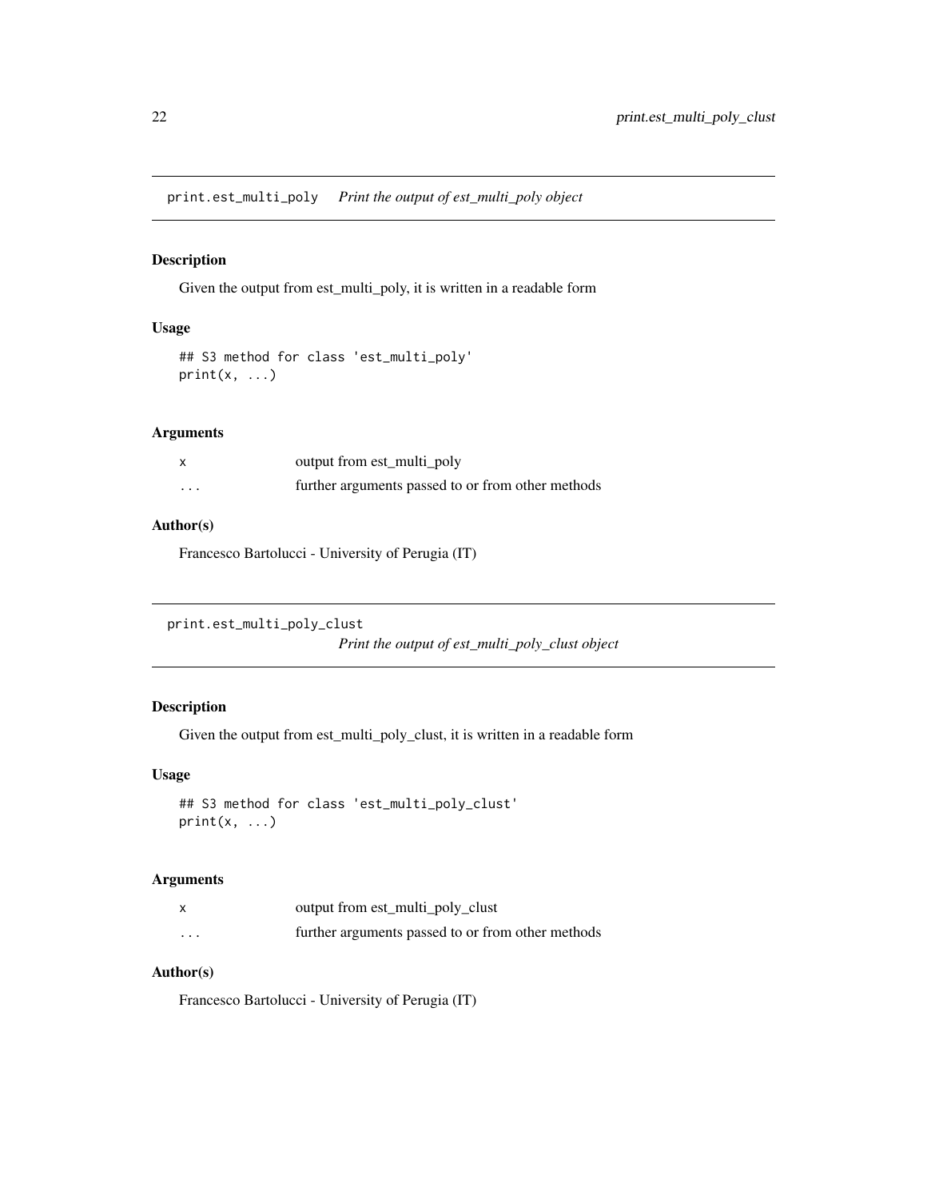## print.est_multi_poly *Print the output of est_multi_poly object*

### Description

Given the output from est_multi_poly, it is written in a readable form

### Usage

```
## S3 method for class 'est_multi_poly'
print(x, ...)
```

### Arguments

| | |
|---|---|
| x | output from est_multi_poly |
| ... | further arguments passed to or from other methods |

### Author(s)

Francesco Bartolucci - University of Perugia (IT)

## print.est_multi_poly_clust *Print the output of est_multi_poly_clust object*

### Description

Given the output from est_multi_poly_clust, it is written in a readable form

### Usage

```
## S3 method for class 'est_multi_poly_clust'
print(x, ...)
```

### Arguments

| | |
|---|---|
| x | output from est_multi_poly_clust |
| ... | further arguments passed to or from other methods |

### Author(s)

Francesco Bartolucci - University of Perugia (IT)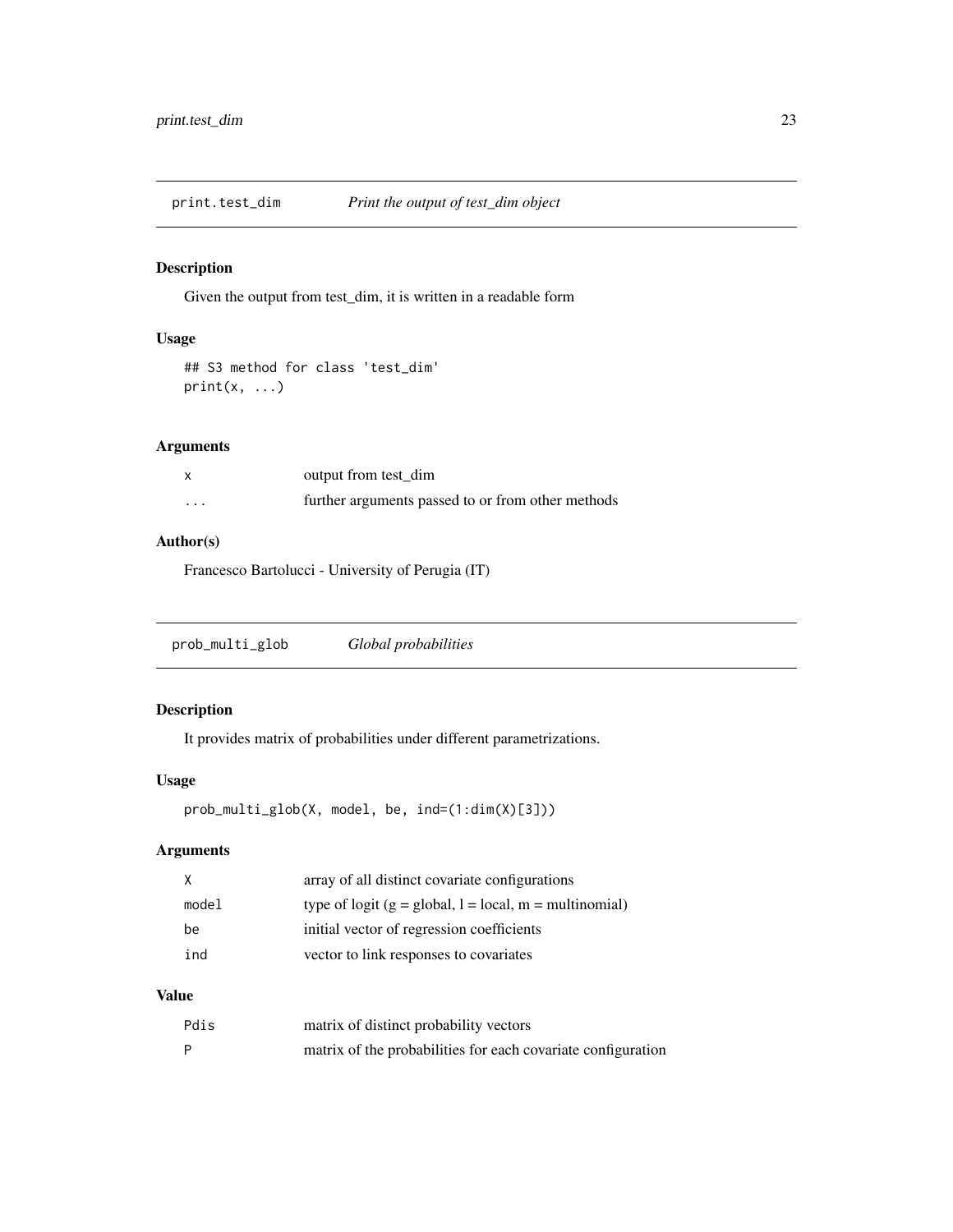## print.test_dim *Print the output of test_dim object*

### Description

Given the output from test_dim, it is written in a readable form

### Usage

```
## S3 method for class 'test_dim'
print(x, ...)
```

### Arguments

| | |
|---|---|
| x | output from test_dim |
| ... | further arguments passed to or from other methods |

### Author(s)

Francesco Bartolucci - University of Perugia (IT)

## prob_multi_glob *Global probabilities*

### Description

It provides matrix of probabilities under different parametrizations.

### Usage

```
prob_multi_glob(X, model, be, ind=(1:dim(X)[3]))
```

### Arguments

| | |
|---|---|
| X | array of all distinct covariate configurations |
| model | type of logit (g = global, l = local, m = multinomial) |
| be | initial vector of regression coefficients |
| ind | vector to link responses to covariates |

### Value

| | |
|---|---|
| Pdis | matrix of distinct probability vectors |
| P | matrix of the probabilities for each covariate configuration |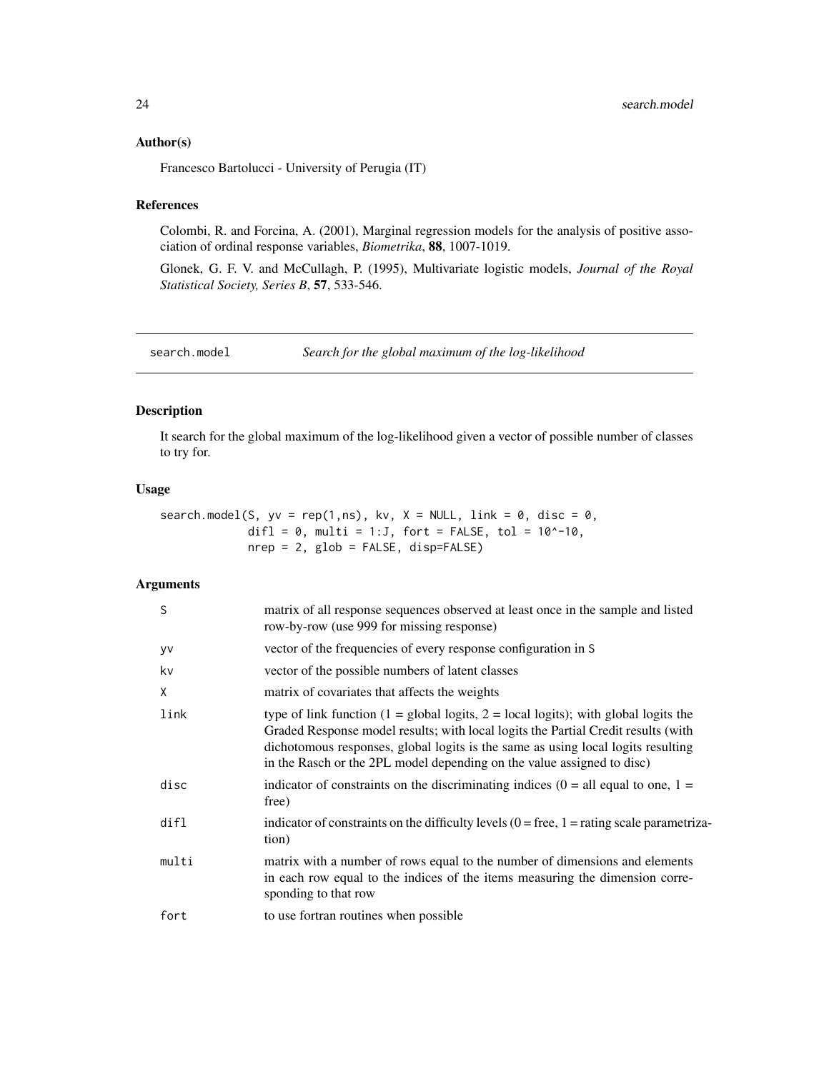### Author(s)

Francesco Bartolucci - University of Perugia (IT)

### References

Colombi, R. and Forcina, A. (2001), Marginal regression models for the analysis of positive association of ordinal response variables, *Biometrika*, **88**, 1007-1019.

Glonek, G. F. V. and McCullagh, P. (1995), Multivariate logistic models, *Journal of the Royal Statistical Society, Series B*, **57**, 533-546.

---

## search.model — *Search for the global maximum of the log-likelihood*

### Description

It search for the global maximum of the log-likelihood given a vector of possible number of classes to try for.

### Usage

```
search.model(S, yv = rep(1,ns), kv, X = NULL, link = 0, disc = 0,
             difl = 0, multi = 1:J, fort = FALSE, tol = 10^-10,
             nrep = 2, glob = FALSE, disp=FALSE)
```

### Arguments

| | |
|---|---|
| S | matrix of all response sequences observed at least once in the sample and listed row-by-row (use 999 for missing response) |
| yv | vector of the frequencies of every response configuration in S |
| kv | vector of the possible numbers of latent classes |
| X | matrix of covariates that affects the weights |
| link | type of link function (1 = global logits, 2 = local logits); with global logits the Graded Response model results; with local logits the Partial Credit results (with dichotomous responses, global logits is the same as using local logits resulting in the Rasch or the 2PL model depending on the value assigned to disc) |
| disc | indicator of constraints on the discriminating indices (0 = all equal to one, 1 = free) |
| difl | indicator of constraints on the difficulty levels (0 = free, 1 = rating scale parametrization) |
| multi | matrix with a number of rows equal to the number of dimensions and elements in each row equal to the indices of the items measuring the dimension corresponding to that row |
| fort | to use fortran routines when possible |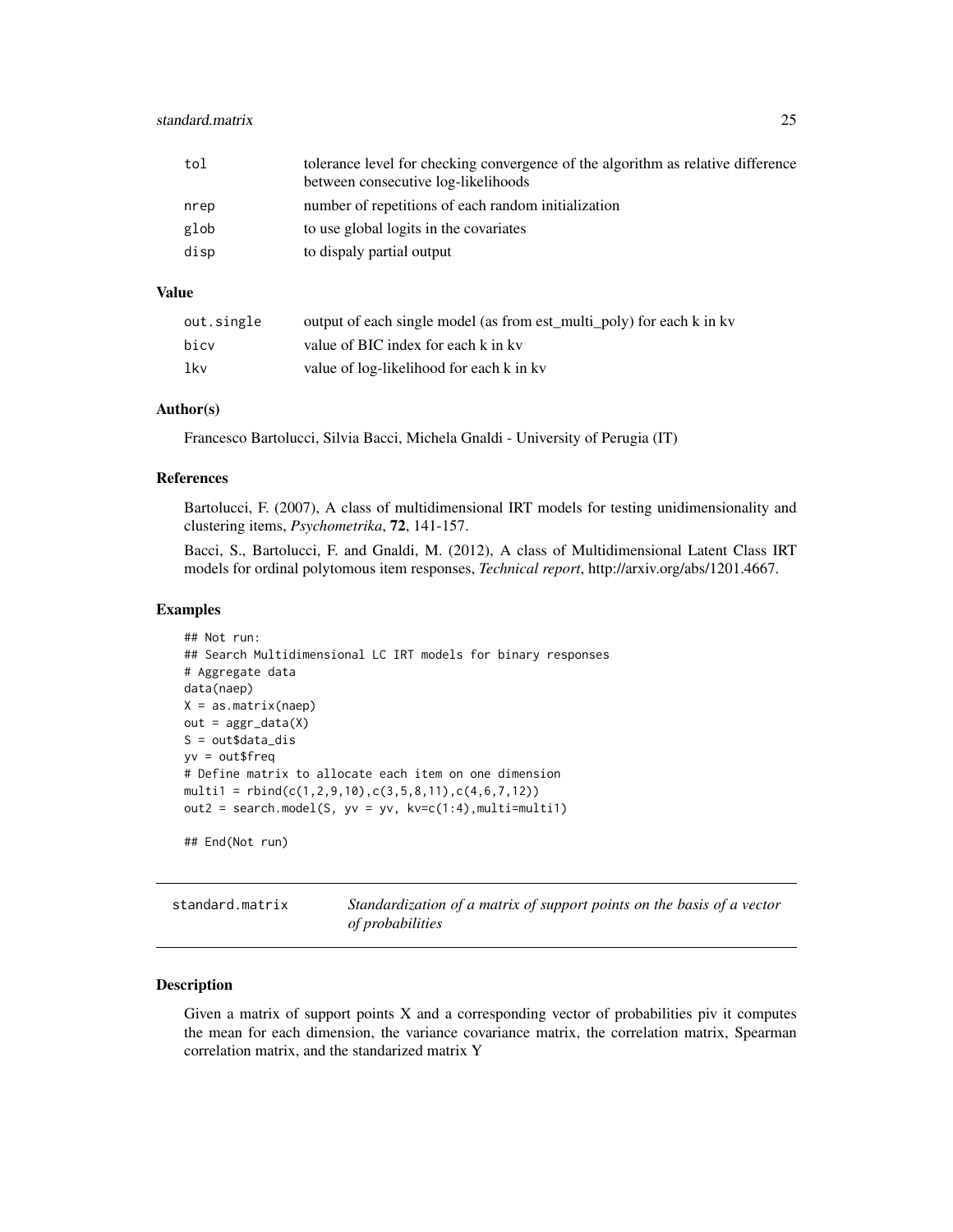| | |
|---|---|
| tol | tolerance level for checking convergence of the algorithm as relative difference between consecutive log-likelihoods |
| nrep | number of repetitions of each random initialization |
| glob | to use global logits in the covariates |
| disp | to dispaly partial output |

### Value

| | |
|---|---|
| out.single | output of each single model (as from est_multi_poly) for each k in kv |
| bicv | value of BIC index for each k in kv |
| lkv | value of log-likelihood for each k in kv |

### Author(s)

Francesco Bartolucci, Silvia Bacci, Michela Gnaldi - University of Perugia (IT)

### References

Bartolucci, F. (2007), A class of multidimensional IRT models for testing unidimensionality and clustering items, *Psychometrika*, **72**, 141-157.

Bacci, S., Bartolucci, F. and Gnaldi, M. (2012), A class of Multidimensional Latent Class IRT models for ordinal polytomous item responses, *Technical report*, http://arxiv.org/abs/1201.4667.

### Examples

```
## Not run:
## Search Multidimensional LC IRT models for binary responses
# Aggregate data
data(naep)
X = as.matrix(naep)
out = aggr_data(X)
S = out$data_dis
yv = out$freq
# Define matrix to allocate each item on one dimension
multi1 = rbind(c(1,2,9,10),c(3,5,8,11),c(4,6,7,12))
out2 = search.model(S, yv = yv, kv=c(1:4),multi=multi1)

## End(Not run)
```

---

## standard.matrix — *Standardization of a matrix of support points on the basis of a vector of probabilities*

### Description

Given a matrix of support points X and a corresponding vector of probabilities piv it computes the mean for each dimension, the variance covariance matrix, the correlation matrix, Spearman correlation matrix, and the standarized matrix Y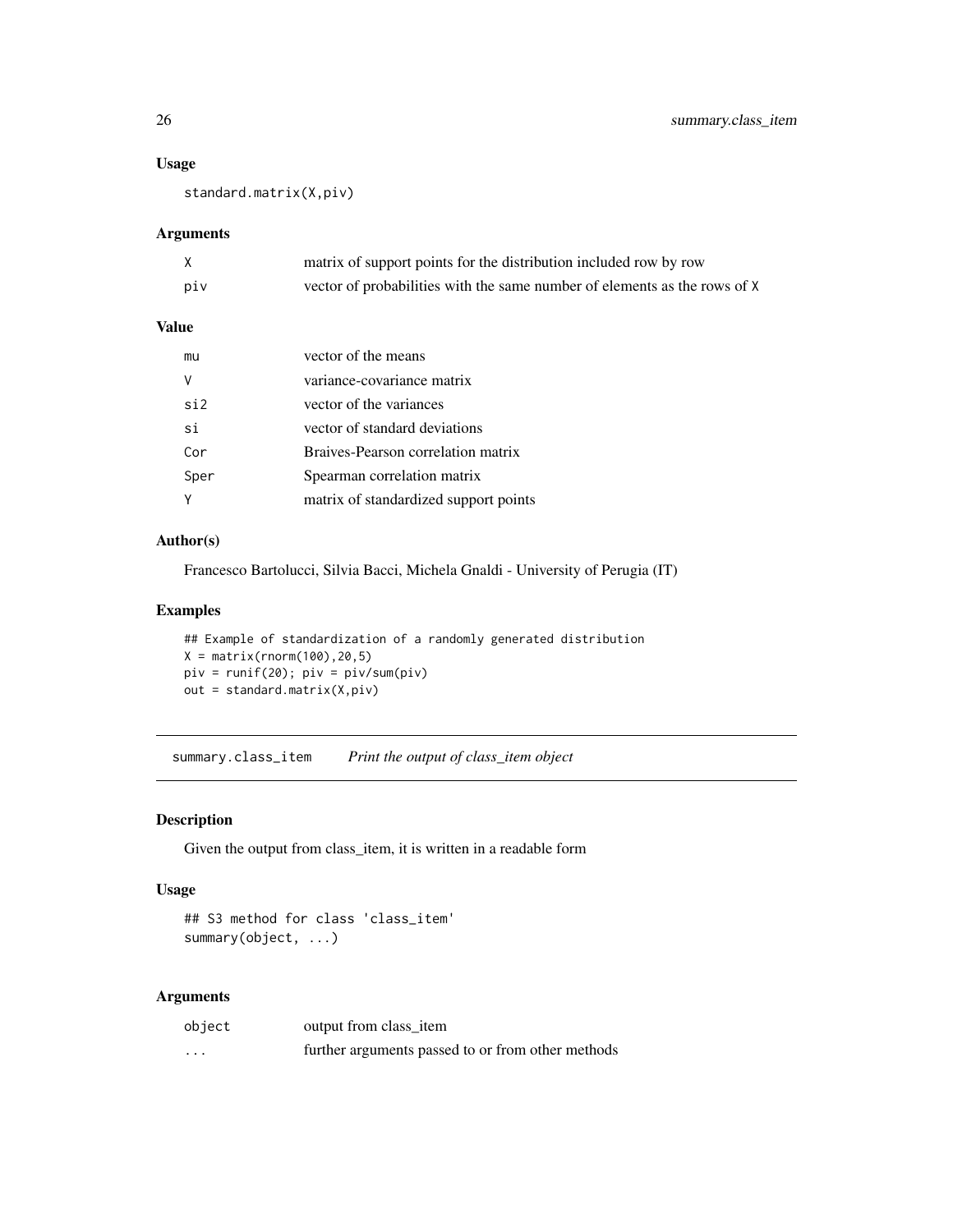### Usage

```
standard.matrix(X,piv)
```

### Arguments

| | |
|---|---|
| X | matrix of support points for the distribution included row by row |
| piv | vector of probabilities with the same number of elements as the rows of X |

### Value

| | |
|---|---|
| mu | vector of the means |
| V | variance-covariance matrix |
| si2 | vector of the variances |
| si | vector of standard deviations |
| Cor | Braives-Pearson correlation matrix |
| Sper | Spearman correlation matrix |
| Y | matrix of standardized support points |

### Author(s)

Francesco Bartolucci, Silvia Bacci, Michela Gnaldi - University of Perugia (IT)

### Examples

```
## Example of standardization of a randomly generated distribution
X = matrix(rnorm(100),20,5)
piv = runif(20); piv = piv/sum(piv)
out = standard.matrix(X,piv)
```

---

## summary.class_item    *Print the output of class_item object*

### Description

Given the output from class_item, it is written in a readable form

### Usage

```
## S3 method for class 'class_item'
summary(object, ...)
```

### Arguments

| | |
|---|---|
| object | output from class_item |
| ... | further arguments passed to or from other methods |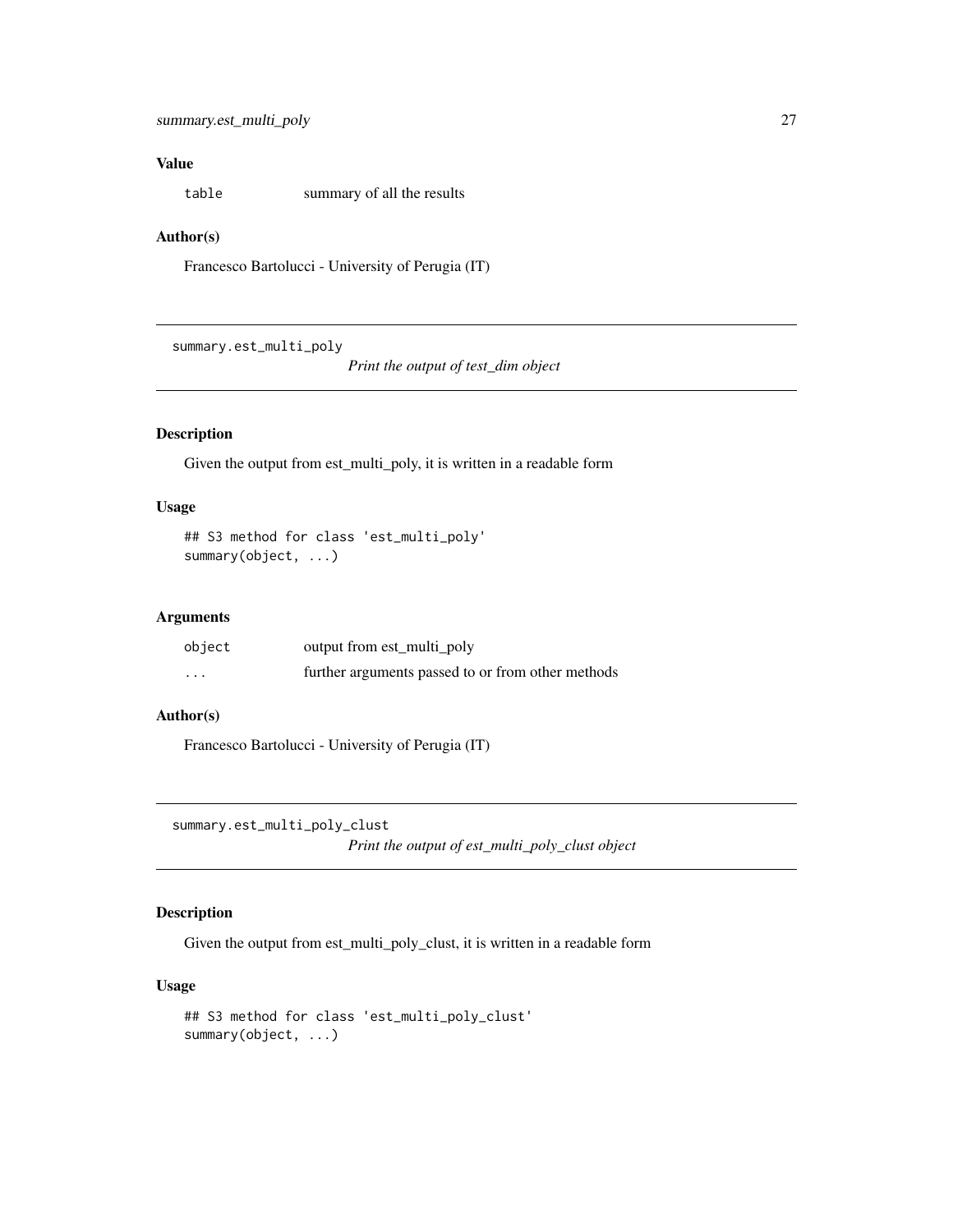### Value

| | |
|---|---|
| `table` | summary of all the results |

### Author(s)

Francesco Bartolucci - University of Perugia (IT)

---

## summary.est_multi_poly

*Print the output of test_dim object*

---

### Description

Given the output from est_multi_poly, it is written in a readable form

### Usage

```
## S3 method for class 'est_multi_poly'
summary(object, ...)
```

### Arguments

| | |
|---|---|
| `object` | output from est_multi_poly |
| `...` | further arguments passed to or from other methods |

### Author(s)

Francesco Bartolucci - University of Perugia (IT)

---

## summary.est_multi_poly_clust

*Print the output of est_multi_poly_clust object*

---

### Description

Given the output from est_multi_poly_clust, it is written in a readable form

### Usage

```
## S3 method for class 'est_multi_poly_clust'
summary(object, ...)
```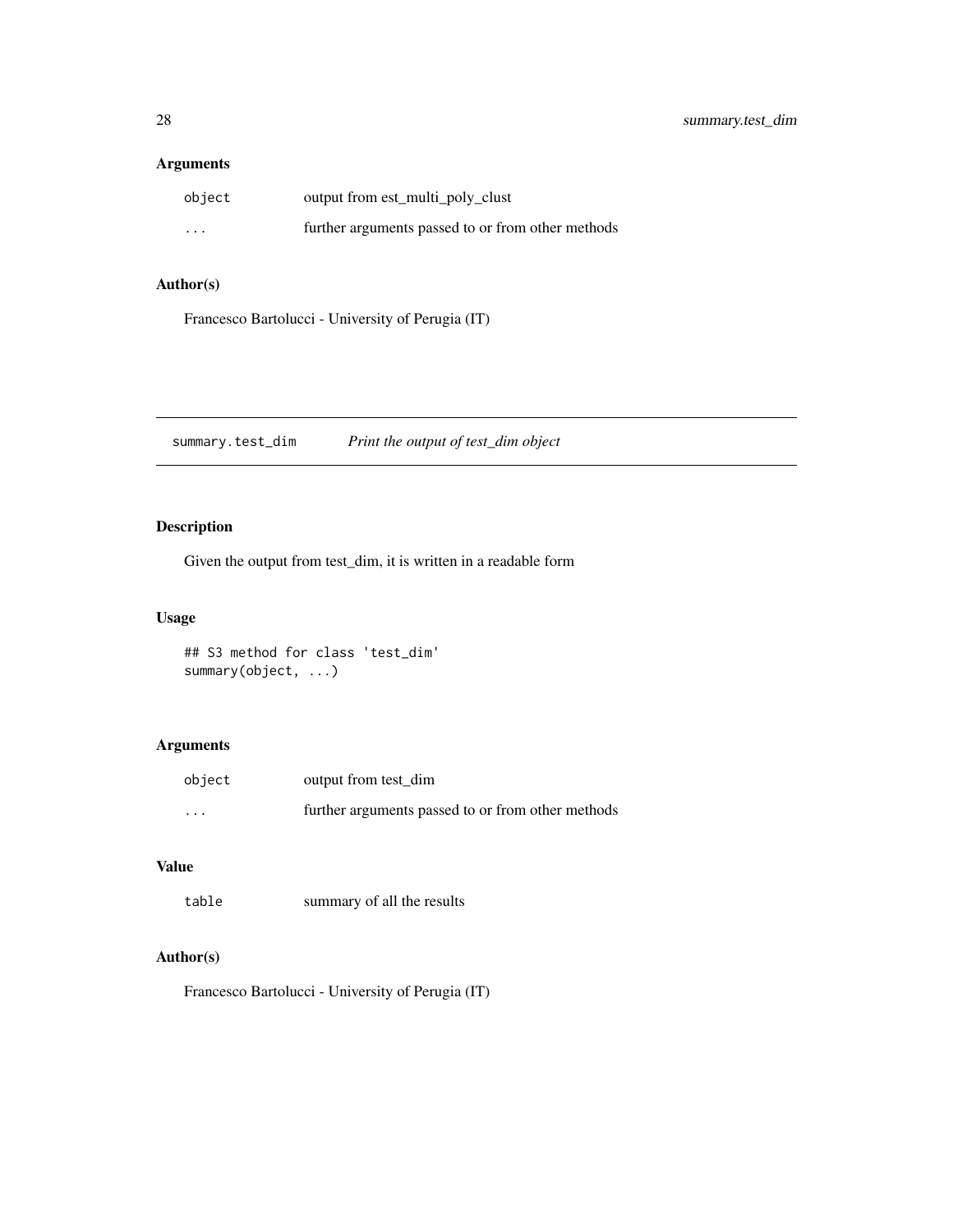### Arguments

| | |
|---|---|
| object | output from est_multi_poly_clust |
| ... | further arguments passed to or from other methods |

### Author(s)

Francesco Bartolucci - University of Perugia (IT)

---

## summary.test_dim &nbsp;&nbsp;&nbsp; *Print the output of test_dim object*

---

### Description

Given the output from test_dim, it is written in a readable form

### Usage

```
## S3 method for class 'test_dim'
summary(object, ...)
```

### Arguments

| | |
|---|---|
| object | output from test_dim |
| ... | further arguments passed to or from other methods |

### Value

| | |
|---|---|
| table | summary of all the results |

### Author(s)

Francesco Bartolucci - University of Perugia (IT)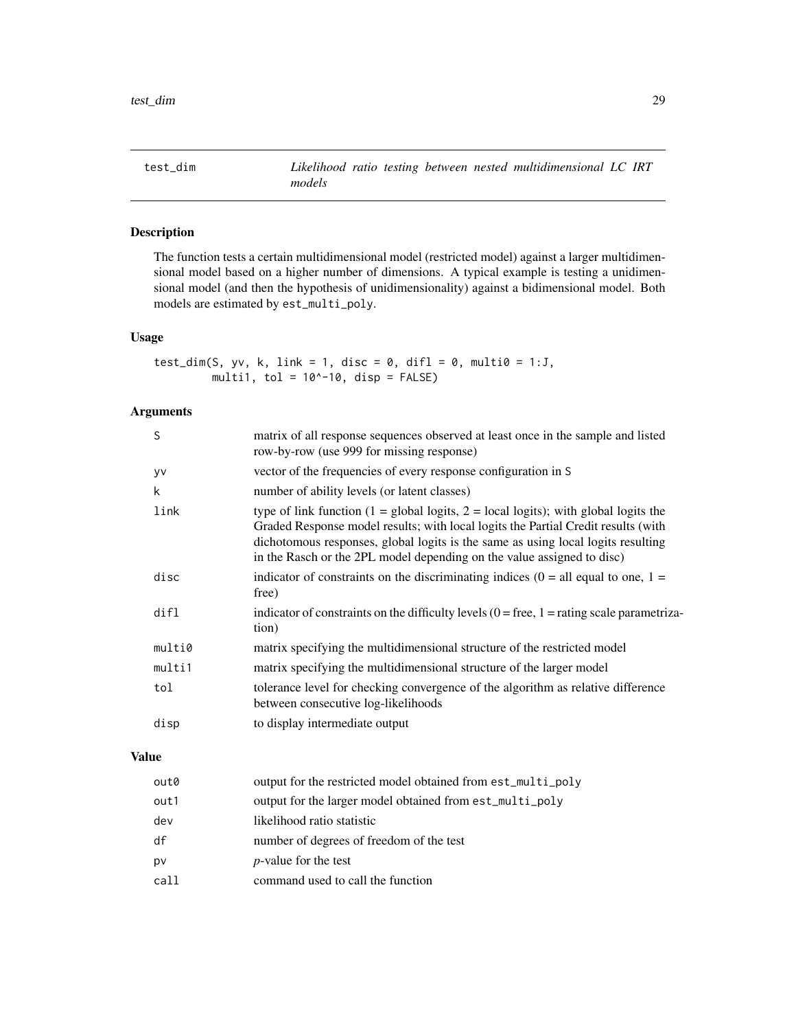test_dim — *Likelihood ratio testing between nested multidimensional LC IRT models*

## Description

The function tests a certain multidimensional model (restricted model) against a larger multidimensional model based on a higher number of dimensions. A typical example is testing a unidimensional model (and then the hypothesis of unidimensionality) against a bidimensional model. Both models are estimated by `est_multi_poly`.

## Usage

```
test_dim(S, yv, k, link = 1, disc = 0, difl = 0, multi0 = 1:J,
         multi1, tol = 10^-10, disp = FALSE)
```

## Arguments

| | |
|---|---|
| `S` | matrix of all response sequences observed at least once in the sample and listed row-by-row (use 999 for missing response) |
| `yv` | vector of the frequencies of every response configuration in `S` |
| `k` | number of ability levels (or latent classes) |
| `link` | type of link function (1 = global logits, 2 = local logits); with global logits the Graded Response model results; with local logits the Partial Credit results (with dichotomous responses, global logits is the same as using local logits resulting in the Rasch or the 2PL model depending on the value assigned to disc) |
| `disc` | indicator of constraints on the discriminating indices (0 = all equal to one, 1 = free) |
| `difl` | indicator of constraints on the difficulty levels (0 = free, 1 = rating scale parametrization) |
| `multi0` | matrix specifying the multidimensional structure of the restricted model |
| `multi1` | matrix specifying the multidimensional structure of the larger model |
| `tol` | tolerance level for checking convergence of the algorithm as relative difference between consecutive log-likelihoods |
| `disp` | to display intermediate output |

## Value

| | |
|---|---|
| `out0` | output for the restricted model obtained from `est_multi_poly` |
| `out1` | output for the larger model obtained from `est_multi_poly` |
| `dev` | likelihood ratio statistic |
| `df` | number of degrees of freedom of the test |
| `pv` | *p*-value for the test |
| `call` | command used to call the function |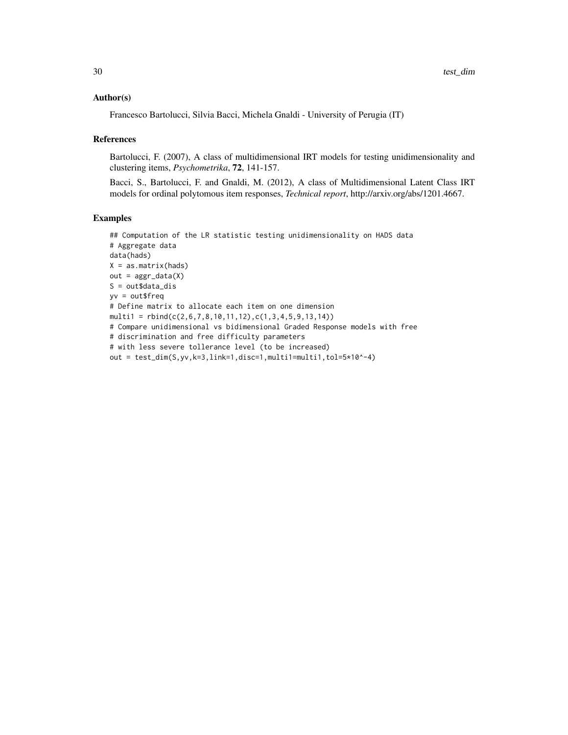### Author(s)

Francesco Bartolucci, Silvia Bacci, Michela Gnaldi - University of Perugia (IT)

### References

Bartolucci, F. (2007), A class of multidimensional IRT models for testing unidimensionality and clustering items, *Psychometrika*, **72**, 141-157.

Bacci, S., Bartolucci, F. and Gnaldi, M. (2012), A class of Multidimensional Latent Class IRT models for ordinal polytomous item responses, *Technical report*, http://arxiv.org/abs/1201.4667.

### Examples

```
## Computation of the LR statistic testing unidimensionality on HADS data
# Aggregate data
data(hads)
X = as.matrix(hads)
out = aggr_data(X)
S = out$data_dis
yv = out$freq
# Define matrix to allocate each item on one dimension
multi1 = rbind(c(2,6,7,8,10,11,12),c(1,3,4,5,9,13,14))
# Compare unidimensional vs bidimensional Graded Response models with free
# discrimination and free difficulty parameters
# with less severe tollerance level (to be increased)
out = test_dim(S,yv,k=3,link=1,disc=1,multi1=multi1,tol=5*10^-4)
```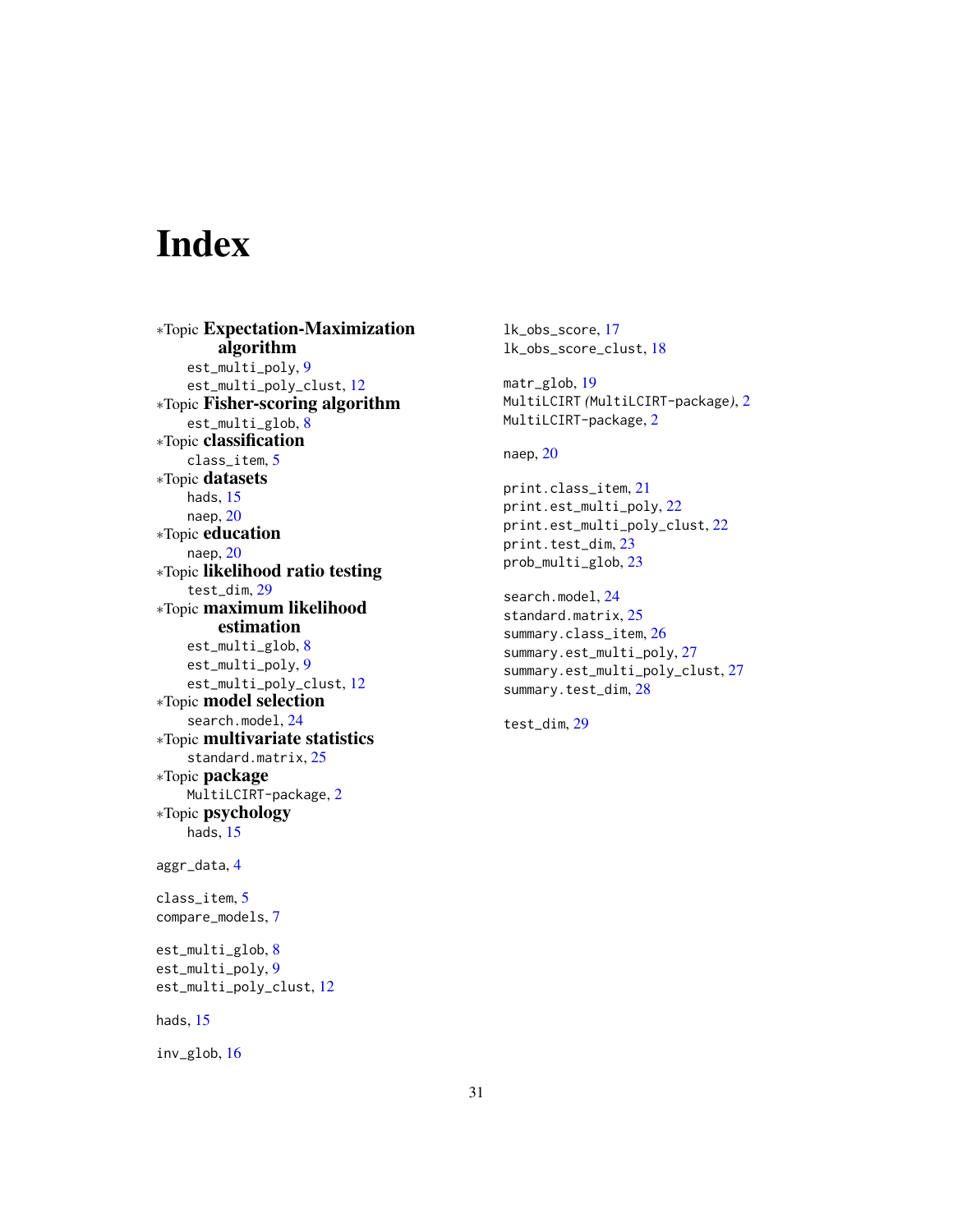# Index

∗Topic **Expectation-Maximization algorithm**
  est_multi_poly, 9
  est_multi_poly_clust, 12
∗Topic **Fisher-scoring algorithm**
  est_multi_glob, 8
∗Topic **classification**
  class_item, 5
∗Topic **datasets**
  hads, 15
  naep, 20
∗Topic **education**
  naep, 20
∗Topic **likelihood ratio testing**
  test_dim, 29
∗Topic **maximum likelihood estimation**
  est_multi_glob, 8
  est_multi_poly, 9
  est_multi_poly_clust, 12
∗Topic **model selection**
  search.model, 24
∗Topic **multivariate statistics**
  standard.matrix, 25
∗Topic **package**
  MultiLCIRT-package, 2
∗Topic **psychology**
  hads, 15

aggr_data, 4

class_item, 5
compare_models, 7

est_multi_glob, 8
est_multi_poly, 9
est_multi_poly_clust, 12

hads, 15

inv_glob, 16

lk_obs_score, 17
lk_obs_score_clust, 18

matr_glob, 19
MultiLCIRT (MultiLCIRT-package), 2
MultiLCIRT-package, 2

naep, 20

print.class_item, 21
print.est_multi_poly, 22
print.est_multi_poly_clust, 22
print.test_dim, 23
prob_multi_glob, 23

search.model, 24
standard.matrix, 25
summary.class_item, 26
summary.est_multi_poly, 27
summary.est_multi_poly_clust, 27
summary.test_dim, 28

test_dim, 29